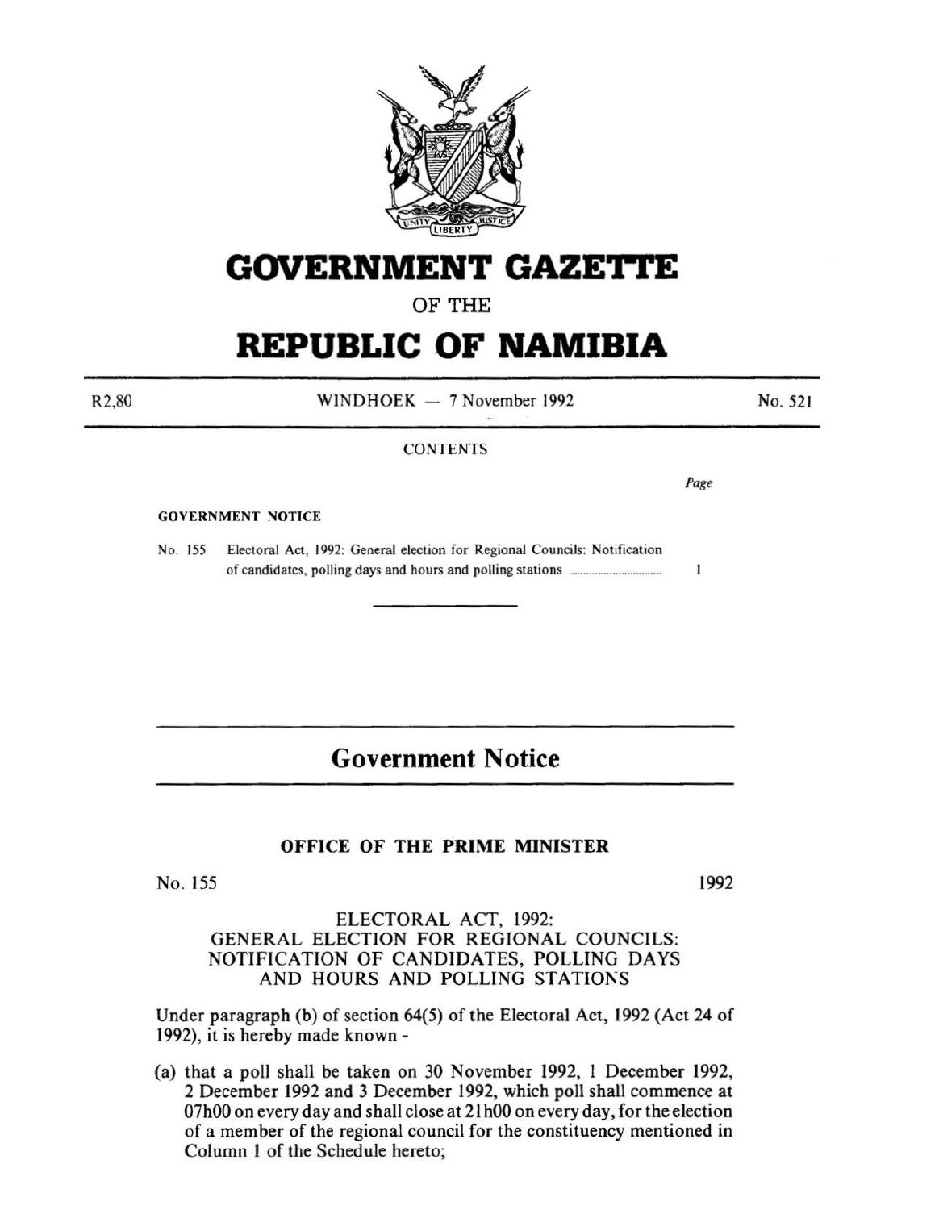# GOVERNMENT GAZETTE

OF THE

# REPUBLIC OF NAMIBIA

R2,80 WINDHOEK — 7 November 1992 No. 521

CONTENTS

*Page*

**GOVERNMENT NOTICE**

No. 155 Electoral Act, 1992: General election for Regional Councils: Notification of candidates, polling days and hours and polling stations .............................. 1

## Government Notice

### OFFICE OF THE PRIME MINISTER

No. 155 1992

ELECTORAL ACT, 1992:
GENERAL ELECTION FOR REGIONAL COUNCILS:
NOTIFICATION OF CANDIDATES, POLLING DAYS AND HOURS AND POLLING STATIONS

Under paragraph (b) of section 64(5) of the Electoral Act, 1992 (Act 24 of 1992), it is hereby made known -

(a) that a poll shall be taken on 30 November 1992, 1 December 1992, 2 December 1992 and 3 December 1992, which poll shall commence at 07h00 on every day and shall close at 21h00 on every day, for the election of a member of the regional council for the constituency mentioned in Column 1 of the Schedule hereto;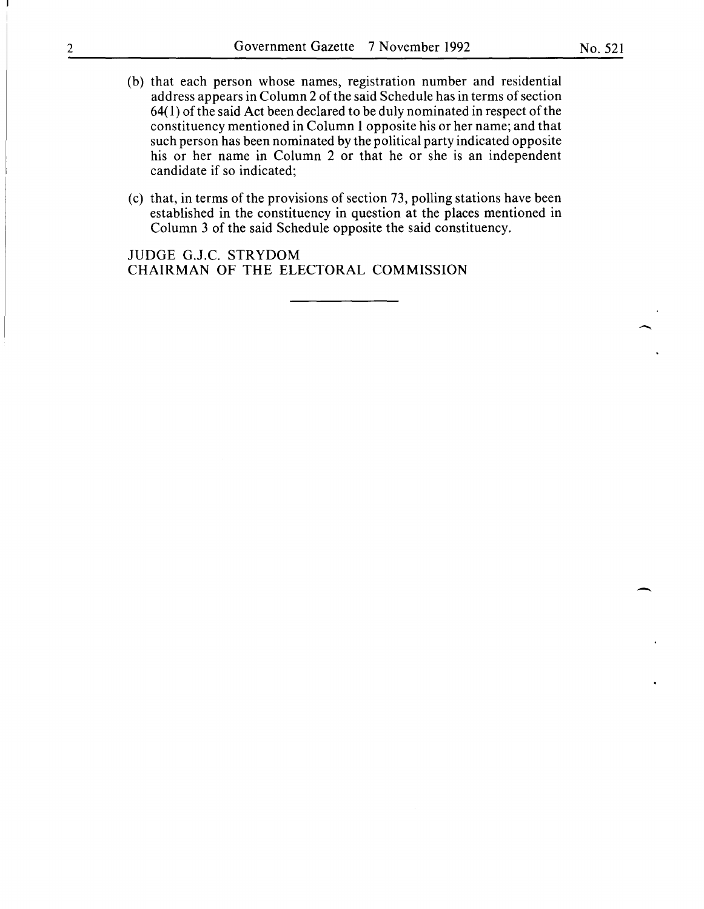(b) that each person whose names, registration number and residential address appears in Column 2 of the said Schedule has in terms of section 64(1) of the said Act been declared to be duly nominated in respect of the constituency mentioned in Column 1 opposite his or her name; and that such person has been nominated by the political party indicated opposite his or her name in Column 2 or that he or she is an independent candidate if so indicated;

(c) that, in terms of the provisions of section 73, polling stations have been established in the constituency in question at the places mentioned in Column 3 of the said Schedule opposite the said constituency.

JUDGE G.J.C. STRYDOM
CHAIRMAN OF THE ELECTORAL COMMISSION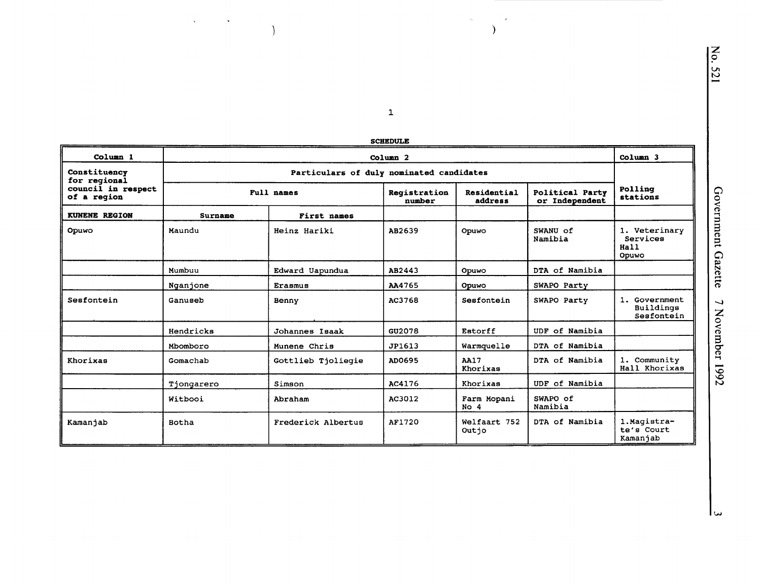**SCHEDULE**

| Column 1 | Column 2 | | | | | Column 3 |
|---|---|---|---|---|---|---|
| Constituency for regional council in respect of a region | Particulars of duly nominated candidates | | | | | Polling stations |
| | Full names | | Registration number | Residential address | Political Party or Independent | |
| **KUNENE REGION** | Surname | First names | | | | |
| Opuwo | Maundu | Heinz Hariki | AB2639 | Opuwo | SWANU of Namibia | 1. Veterinary Services Hall Opuwo |
| | Mumbuu | Edward Uapundua | AB2443 | Opuwo | DTA of Namibia | |
| | Nganjone | Erasmus | AA4765 | Opuwo | SWAPO Party | |
| Sesfontein | Ganuseb | Benny | AC3768 | Sesfontein | SWAPO Party | 1. Government Buildings Sesfontein |
| | Hendricks | Johannes Isaak | GU2078 | Estorff | UDF of Namibia | |
| | Mbomboro | Munene Chris | JP1613 | Warmquelle | DTA of Namibia | |
| Khorixas | Gomachab | Gottlieb Tjoliegie | AD0695 | AA17 Khorixas | DTA of Namibia | 1. Community Hall Khorixas |
| | Tjongarero | Simson | AC4176 | Khorixas | UDF of Namibia | |
| | Witbooi | Abraham | AC3012 | Farm Mopani No 4 | SWAPO of Namibia | |
| Kamanjab | Botha | Frederick Albertus | AF1720 | Welfaart 752 Outjo | DTA of Namibia | 1.Magistrate's Court Kamanjab |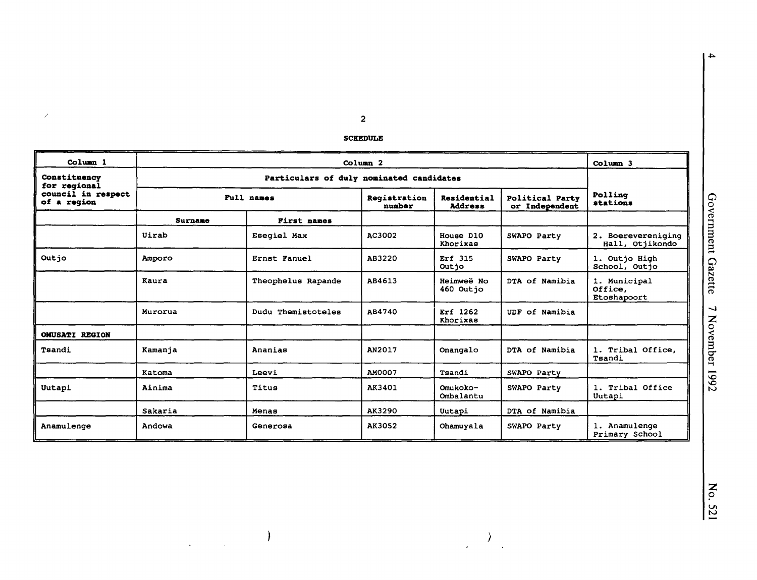2

**SCHEDULE**

| Column 1 | Column 2 | | | | | Column 3 |
|---|---|---|---|---|---|---|
| Constituency for regional council in respect of a region | Particulars of duly nominated candidates | | | | | Polling stations |
| | Full names | | Registration number | Residential Address | Political Party or Independent | |
| | Surname | First names | | | | |
| | Uirab | Esegiel Max | AC3002 | House D10 Khorixas | SWAPO Party | 2. Boerevereniging Hall, Otjikondo |
| Outjo | Amporo | Ernst Fanuel | AB3220 | Erf 315 Outjo | SWAPO Party | 1. Outjo High School, Outjo |
| | Kaura | Theophelus Rapande | AB4613 | Heimweë No 460 Outjo | DTA of Namibia | 1. Municipal Office, Etoshapoort |
| | Murorua | Dudu Themistoteles | AB4740 | Erf 1262 Khorixas | UDF of Namibia | |
| **OMUSATI REGION** | | | | | | |
| Tsandi | Kamanja | Ananias | AN2017 | Onangalo | DTA of Namibia | 1. Tribal Office, Tsandi |
| | Katoma | Leevi | AM0007 | Tsandi | SWAPO Party | |
| Uutapi | Ainima | Titus | AK3401 | Omukoko-Ombalantu | SWAPO Party | 1. Tribal Office Uutapi |
| | Sakaria | Menas | AK3290 | Uutapi | DTA of Namibia | |
| Anamulenge | Andowa | Generosa | AK3052 | Ohamuyala | SWAPO Party | 1. Anamulenge Primary School |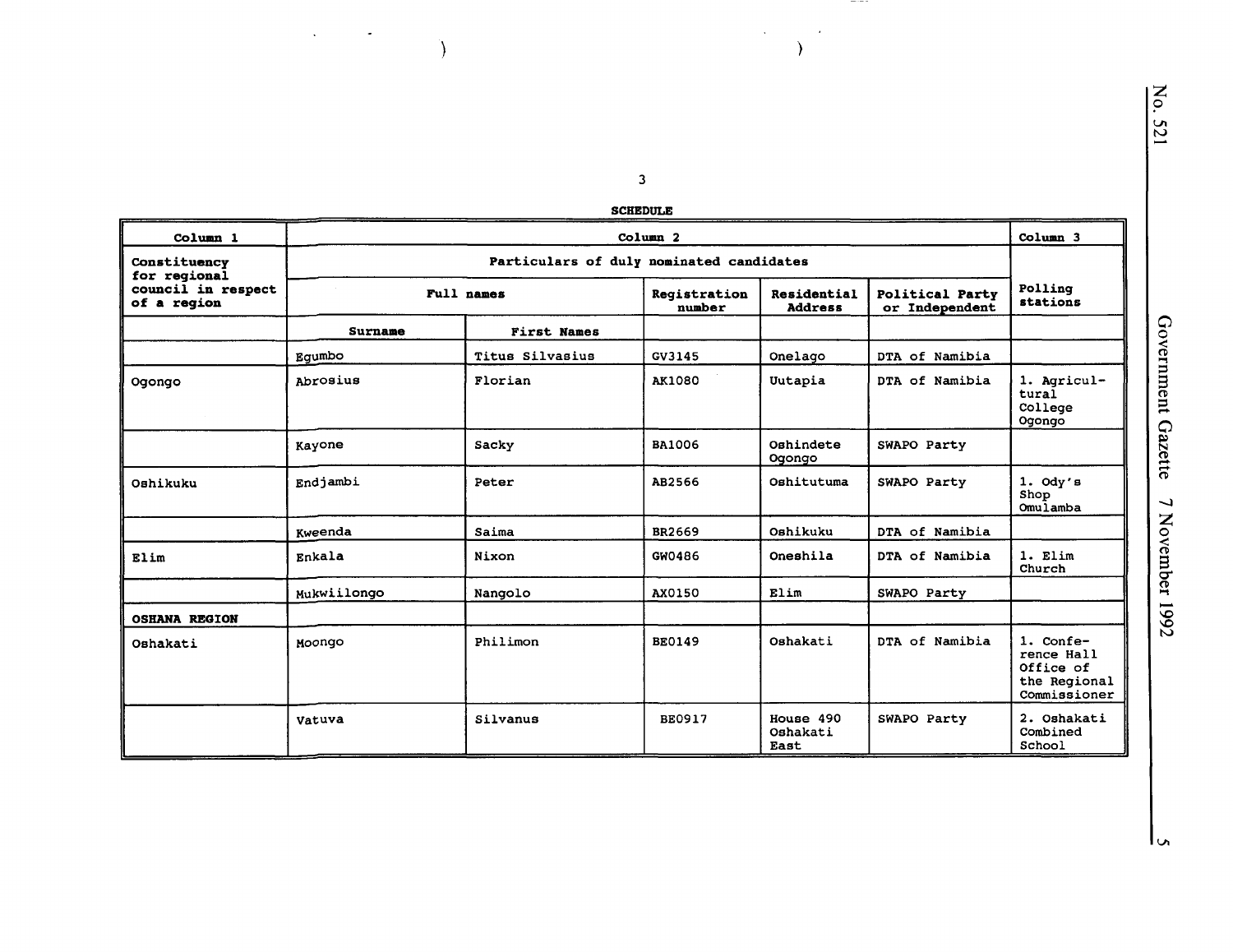**SCHEDULE**

| Column 1 | Column 2 | | | | | Column 3 |
|---|---|---|---|---|---|---|
| Constituency for regional council in respect of a region | Particulars of duly nominated candidates | | | | | Polling stations |
| | Full names | | Registration number | Residential Address | Political Party or Independent | |
| | Surname | First Names | | | | |
| | Egumbo | Titus Silvasius | GV3145 | Onelago | DTA of Namibia | |
| Ogongo | Abrosius | Florian | AK1080 | Uutapia | DTA of Namibia | 1. Agricultural College Ogongo |
| | Kayone | Sacky | BA1006 | Oshindete Ogongo | SWAPO Party | |
| Oshikuku | Endjambi | Peter | AB2566 | Oshitutuma | SWAPO Party | 1. Ody's Shop Omulamba |
| | Kweenda | Saima | BR2669 | Oshikuku | DTA of Namibia | |
| Elim | Enkala | Nixon | GW0486 | Oneshila | DTA of Namibia | 1. Elim Church |
| | Mukwiilongo | Nangolo | AX0150 | Elim | SWAPO Party | |
| **OSHANA REGION** | | | | | | |
| Oshakati | Moongo | Philimon | BE0149 | Oshakati | DTA of Namibia | 1. Conference Hall Office of the Regional Commissioner |
| | Vatuva | Silvanus | BE0917 | House 490 Oshakati East | SWAPO Party | 2. Oshakati Combined School |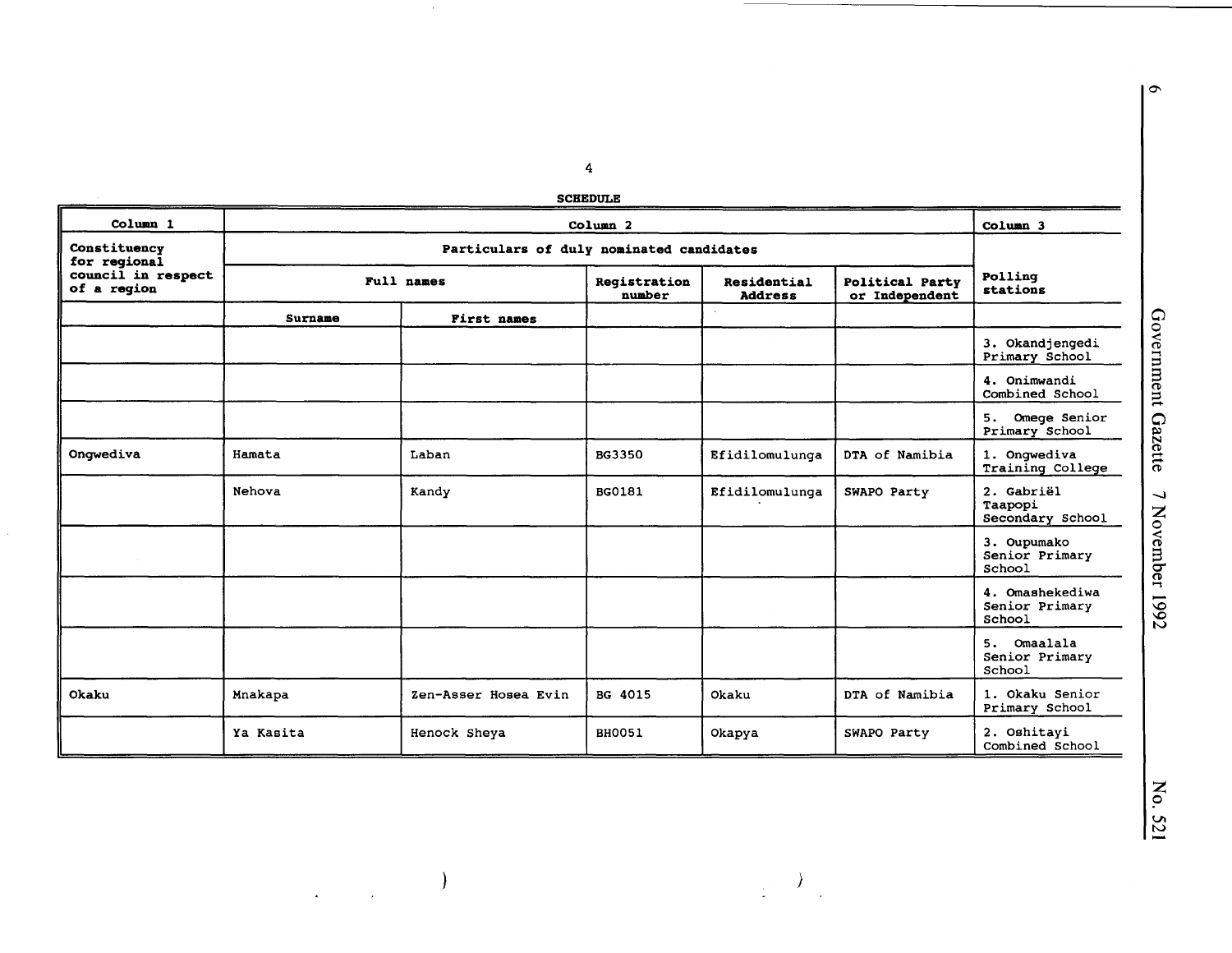**SCHEDULE**

| Column 1 | Column 2 | | | | | Column 3 |
|---|---|---|---|---|---|---|
| Constituency for regional council in respect of a region | Particulars of duly nominated candidates | | | | | Polling stations |
| | Full names | | Registration number | Residential Address | Political Party or Independent | |
| | Surname | First names | | | | |
| | | | | | | 3. Okandjengedi Primary School |
| | | | | | | 4. Onimwandi Combined School |
| | | | | | | 5. Omege Senior Primary School |
| Ongwediva | Hamata | Laban | BG3350 | Efidilomulunga | DTA of Namibia | 1. Ongwediva Training College |
| | Nehova | Kandy | BG0181 | Efidilomulunga | SWAPO Party | 2. Gabriël Taapopi Secondary School |
| | | | | | | 3. Oupumako Senior Primary School |
| | | | | | | 4. Omashekediwa Senior Primary School |
| | | | | | | 5. Omaalala Senior Primary School |
| Okaku | Mnakapa | Zen-Asser Hosea Evin | BG 4015 | Okaku | DTA of Namibia | 1. Okaku Senior Primary School |
| | Ya Kasita | Henock Sheya | BH0051 | Okapya | SWAPO Party | 2. Oshitayi Combined School |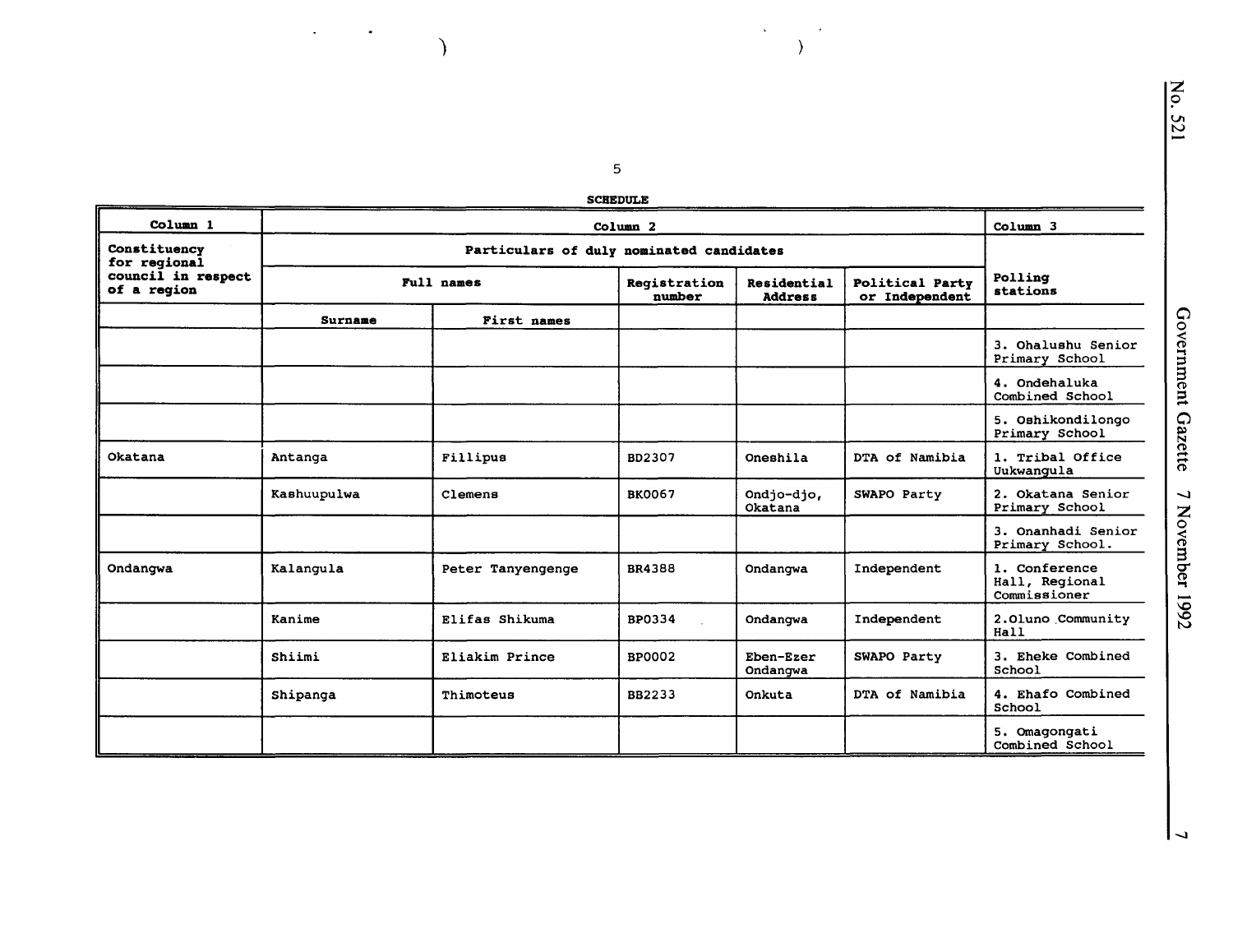**SCHEDULE**

| Column 1 | Column 2 | | | | | Column 3 |
|---|---|---|---|---|---|---|
| Constituency for regional council in respect of a region | Particulars of duly nominated candidates | | | | | Polling stations |
| | Full names | | Registration number | Residential Address | Political Party or Independent | |
| | Surname | First names | | | | |
| | | | | | | 3. Ohalushu Senior Primary School |
| | | | | | | 4. Ondehaluka Combined School |
| | | | | | | 5. Oshikondilongo Primary School |
| Okatana | Antanga | Fillipus | BD2307 | Oneshila | DTA of Namibia | 1. Tribal Office Uukwangula |
| | Kashuupulwa | Clemens | BK0067 | Ondjo-djo, Okatana | SWAPO Party | 2. Okatana Senior Primary School |
| | | | | | | 3. Onanhadi Senior Primary School. |
| Ondangwa | Kalangula | Peter Tanyengenge | BR4388 | Ondangwa | Independent | 1. Conference Hall, Regional Commissioner |
| | Kanime | Elifas Shikuma | BP0334 | Ondangwa | Independent | 2.Oluno Community Hall |
| | Shiimi | Eliakim Prince | BP0002 | Eben-Ezer Ondangwa | SWAPO Party | 3. Eheke Combined School |
| | Shipanga | Thimoteus | BB2233 | Onkuta | DTA of Namibia | 4. Ehafo Combined School |
| | | | | | | 5. Omagongati Combined School |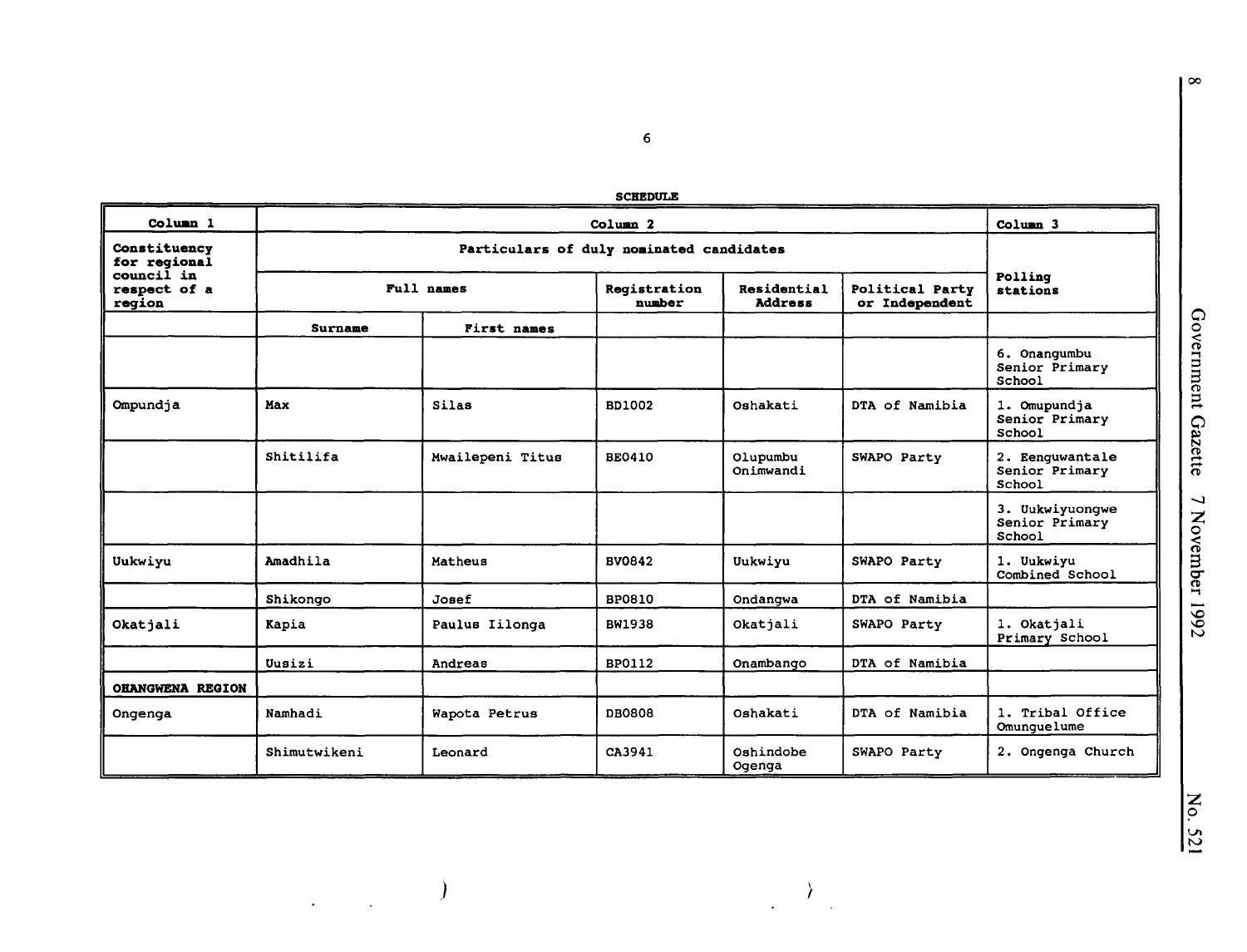**SCHEDULE**

| Column 1 | Column 2 | | | | | Column 3 |
|---|---|---|---|---|---|---|
| Constituency for regional council in respect of a region | Particulars of duly nominated candidates | | | | | Polling stations |
| | Full names | | Registration number | Residential Address | Political Party or Independent | |
| | Surname | First names | | | | |
| | | | | | | 6. Onangumbu Senior Primary School |
| Ompundja | Max | Silas | BD1002 | Oshakati | DTA of Namibia | 1. Omupundja Senior Primary School |
| | Shitilifa | Mwailepeni Titus | BE0410 | Olupumbu Onimwandi | SWAPO Party | 2. Eenguwantale Senior Primary School |
| | | | | | | 3. Uukwiyuongwe Senior Primary School |
| Uukwiyu | Amadhila | Matheus | BV0842 | Uukwiyu | SWAPO Party | 1. Uukwiyu Combined School |
| | Shikongo | Josef | BP0810 | Ondangwa | DTA of Namibia | |
| Okatjali | Kapia | Paulus Iilonga | BW1938 | Okatjali | SWAPO Party | 1. Okatjali Primary School |
| | Uusizi | Andreas | BP0112 | Onambango | DTA of Namibia | |
| **OHANGWENA REGION** | | | | | | |
| Ongenga | Namhadi | Wapota Petrus | DB0808 | Oshakati | DTA of Namibia | 1. Tribal Office Omunguelume |
| | Shimutwikeni | Leonard | CA3941 | Oshindobe Ogenga | SWAPO Party | 2. Ongenga Church |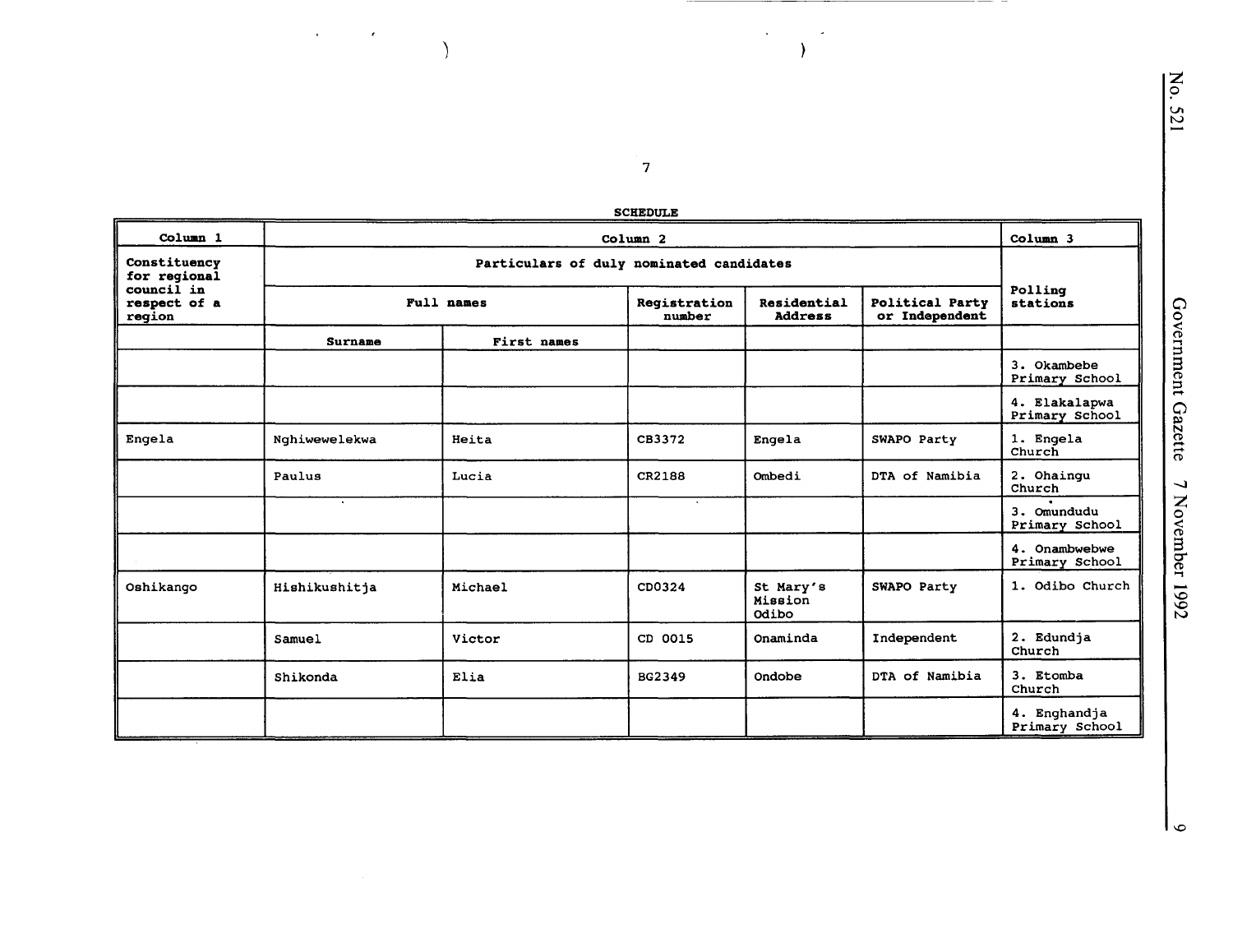**SCHEDULE**

| Column 1 | Column 2 | | | | | Column 3 |
|---|---|---|---|---|---|---|
| Constituency for regional council in respect of a region | Particulars of duly nominated candidates | | | | | Polling stations |
| | Full names | | Registration number | Residential Address | Political Party or Independent | |
| | Surname | First names | | | | |
| | | | | | | 3. Okambebe Primary School |
| | | | | | | 4. Elakalapwa Primary School |
| Engela | Nghiwewelekwa | Heita | CB3372 | Engela | SWAPO Party | 1. Engela Church |
| | Paulus | Lucia | CR2188 | Ombedi | DTA of Namibia | 2. Ohaingu Church |
| | | | | | | 3. Omundudu Primary School |
| | | | | | | 4. Onambwebwe Primary School |
| Oshikango | Hishikushitja | Michael | CD0324 | St Mary's Mission Odibo | SWAPO Party | 1. Odibo Church |
| | Samuel | Victor | CD 0015 | Onaminda | Independent | 2. Edundja Church |
| | Shikonda | Elia | BG2349 | Ondobe | DTA of Namibia | 3. Etomba Church |
| | | | | | | 4. Enghandja Primary School |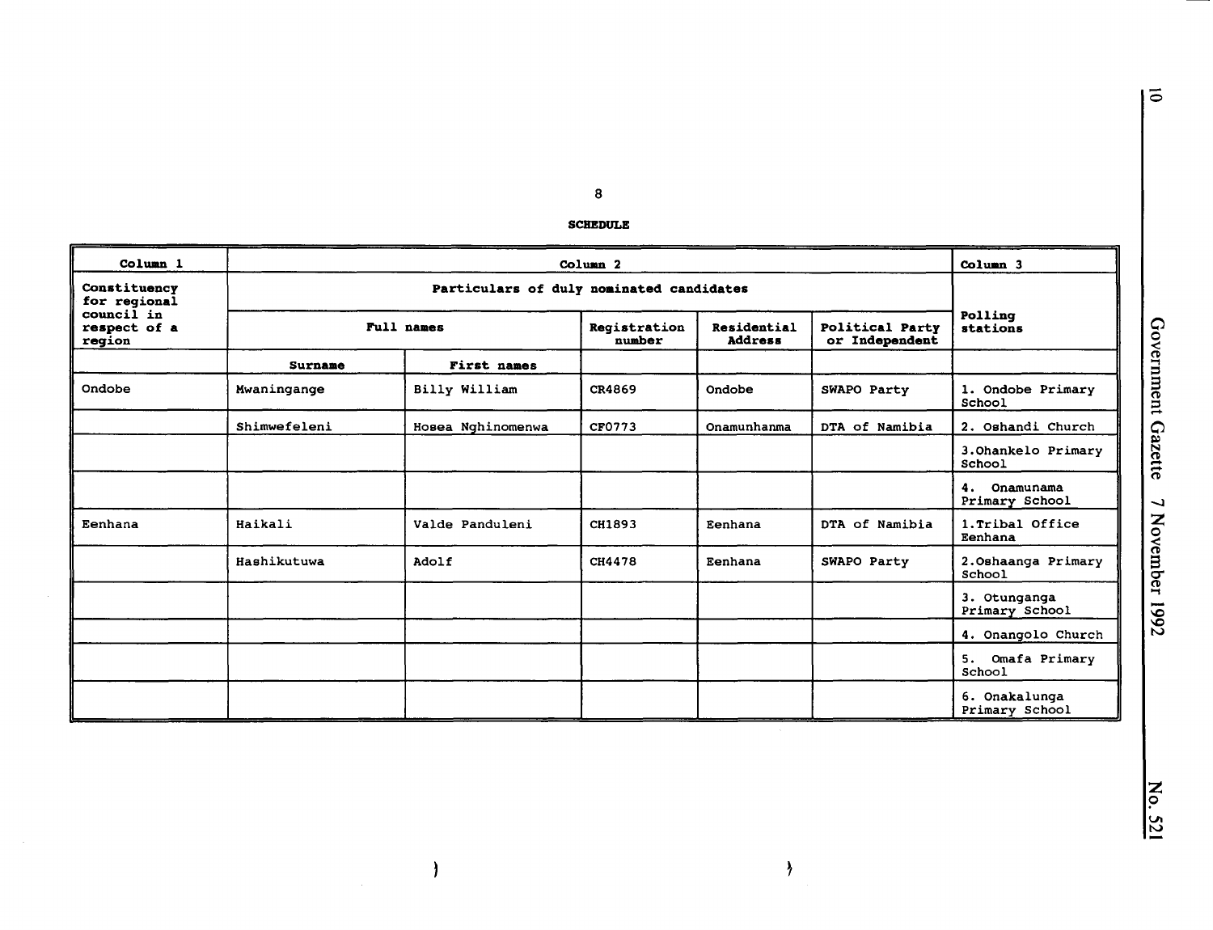**SCHEDULE**

| Column 1 | Column 2 | | | | | Column 3 |
|---|---|---|---|---|---|---|
| Constituency for regional council in respect of a region | Particulars of duly nominated candidates | | | | | Polling stations |
| | Full names | | Registration number | Residential Address | Political Party or Independent | |
| | Surname | First names | | | | |
| Ondobe | Mwaningange | Billy William | CR4869 | Ondobe | SWAPO Party | 1. Ondobe Primary School |
| | Shimwefeleni | Hosea Nghinomenwa | CF0773 | Onamunhanma | DTA of Namibia | 2. Oshandi Church |
| | | | | | | 3.Ohankelo Primary School |
| | | | | | | 4. Onamunama Primary School |
| Eenhana | Haikali | Valde Panduleni | CH1893 | Eenhana | DTA of Namibia | 1.Tribal Office Eenhana |
| | Hashikutuwa | Adolf | CH4478 | Eenhana | SWAPO Party | 2.Oshaanga Primary School |
| | | | | | | 3. Otunganga Primary School |
| | | | | | | 4. Onangolo Church |
| | | | | | | 5. Omafa Primary School |
| | | | | | | 6. Onakalunga Primary School |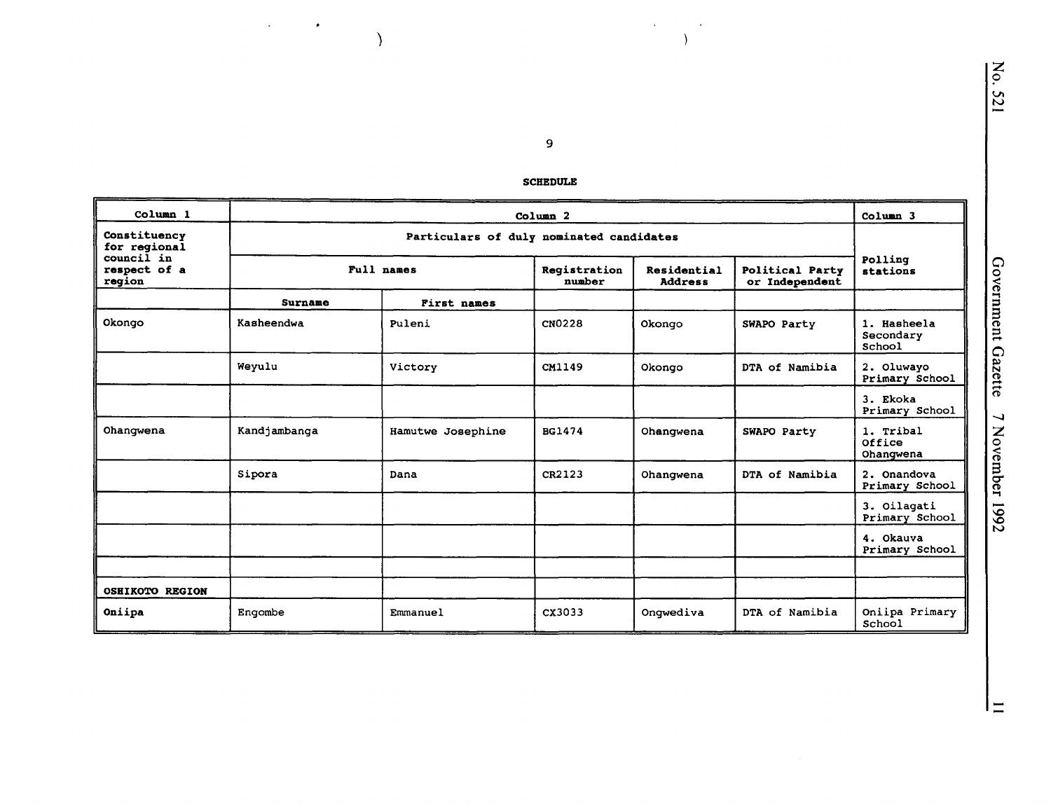**SCHEDULE**

| Column 1 | Column 2 | | | | | Column 3 |
|---|---|---|---|---|---|---|
| Constituency for regional council in respect of a region | Particulars of duly nominated candidates | | | | | Polling stations |
| | Full names | | Registration number | Residential Address | Political Party or Independent | |
| | Surname | First names | | | | |
| Okongo | Kasheendwa | Puleni | CN0228 | Okongo | SWAPO Party | 1. Hasheela Secondary School |
| | Weyulu | Victory | CM1149 | Okongo | DTA of Namibia | 2. Oluwayo Primary School |
| | | | | | | 3. Ekoka Primary School |
| Ohangwena | Kandjambanga | Hamutwe Josephine | BG1474 | Ohangwena | SWAPO Party | 1. Tribal Office Ohangwena |
| | Sipora | Dana | CR2123 | Ohangwena | DTA of Namibia | 2. Onandova Primary School |
| | | | | | | 3. Oilagati Primary School |
| | | | | | | 4. Okauva Primary School |
| | | | | | | |
| **OSHIKOTO REGION** | | | | | | |
| **Oniipa** | Engombe | Emmanuel | CX3033 | Ongwediva | DTA of Namibia | Oniipa Primary School |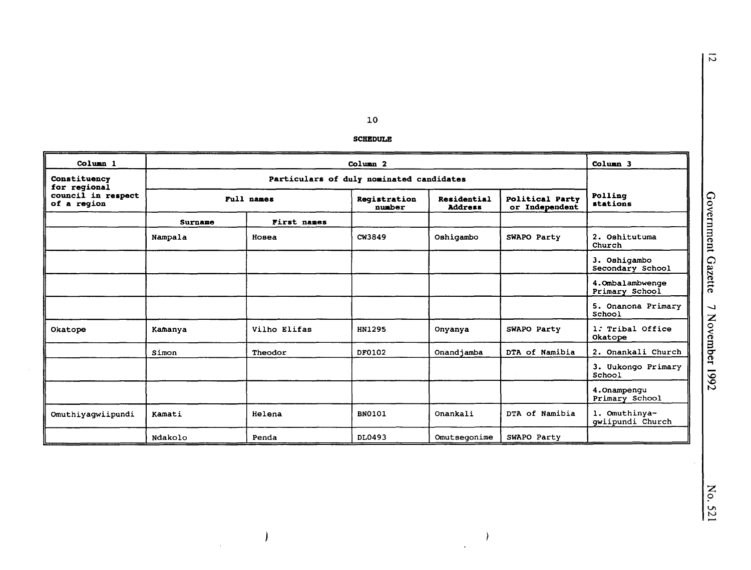10

**SCHEDULE**

| Column 1 | Column 2 | | | | | Column 3 |
|---|---|---|---|---|---|---|
| Constituency for regional council in respect of a region | Particulars of duly nominated candidates | | | | | Polling stations |
| | Full names | | Registration number | Residential Address | Political Party or Independent | |
| | Surname | First names | | | | |
| | Nampala | Hosea | CW3849 | Oshigambo | SWAPO Party | 2. Oshitutuma Church |
| | | | | | | 3. Oshigambo Secondary School |
| | | | | | | 4.Ombalambwenge Primary School |
| | | | | | | 5. Onanona Primary School |
| Okatope | Kamanya | Vilho Elifas | HN1295 | Onyanya | SWAPO Party | 1. Tribal Office Okatope |
| | Simon | Theodor | DF0102 | Onandjamba | DTA of Namibia | 2. Onankali Church |
| | | | | | | 3. Uukongo Primary School |
| | | | | | | 4.Onampengu Primary School |
| Omuthiyagwiipundi | Kamati | Helena | BN0101 | Onankali | DTA of Namibia | 1. Omuthinya-gwiipundi Church |
| | Ndakolo | Penda | DL0493 | Omutsegonime | SWAPO Party | |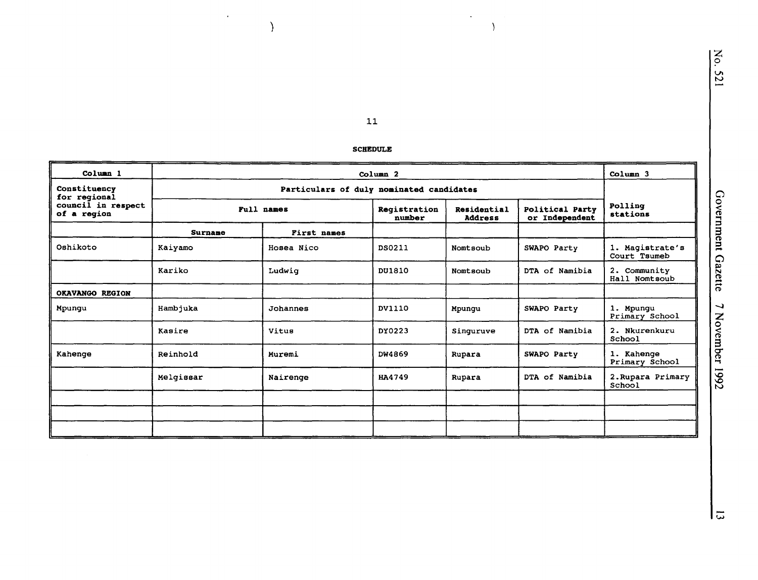**SCHEDULE**

| Column 1 | Column 2 | | | | | Column 3 |
|---|---|---|---|---|---|---|
| Constituency for regional council in respect of a region | Particulars of duly nominated candidates | | | | | Polling stations |
| | Full names | | Registration number | Residential Address | Political Party or Independent | |
| | Surname | First names | | | | |
| Oshikoto | Kaiyamo | Hosea Nico | DS0211 | Nomtsoub | SWAPO Party | 1. Magistrate's Court Tsumeb |
| | Kariko | Ludwig | DU1810 | Nomtsoub | DTA of Namibia | 2. Community Hall Nomtsoub |
| **OKAVANGO REGION** | | | | | | |
| Mpungu | Hambjuka | Johannes | DV1110 | Mpungu | SWAPO Party | 1. Mpungu Primary School |
| | Kasire | Vitus | DY0223 | Singuruve | DTA of Namibia | 2. Nkurenkuru School |
| Kahenge | Reinhold | Muremi | DW4869 | Rupara | SWAPO Party | 1. Kahenge Primary School |
| | Melgissar | Nairenge | HA4749 | Rupara | DTA of Namibia | 2.Rupara Primary School |
| | | | | | | |
| | | | | | | |
| | | | | | | |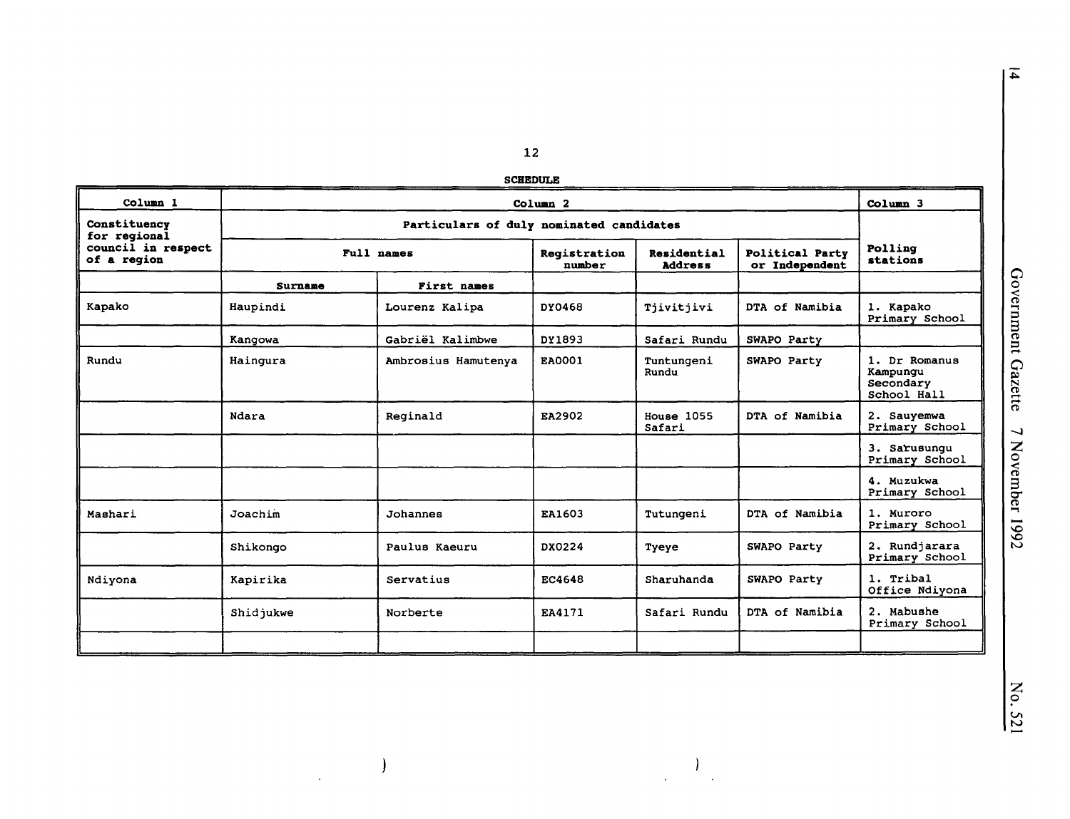**SCHEDULE**

| Column 1 | Column 2 | | | | | Column 3 |
|---|---|---|---|---|---|---|
| Constituency for regional council in respect of a region | Particulars of duly nominated candidates | | | | | Polling stations |
| | Full names | | Registration number | Residential Address | Political Party or Independent | |
| | Surname | First names | | | | |
| Kapako | Haupindi | Lourenz Kalipa | DY0468 | Tjivitjivi | DTA of Namibia | 1. Kapako Primary School |
| | Kangowa | Gabriël Kalimbwe | DY1893 | Safari Rundu | SWAPO Party | |
| Rundu | Haingura | Ambrosius Hamutenya | EA0001 | Tuntungeni Rundu | SWAPO Party | 1. Dr Romanus Kampungu Secondary School Hall |
| | Ndara | Reginald | EA2902 | House 1055 Safari | DTA of Namibia | 2. Sauyemwa Primary School |
| | | | | | | 3. Sarusungu Primary School |
| | | | | | | 4. Muzukwa Primary School |
| Mashari | Joachim | Johannes | EA1603 | Tutungeni | DTA of Namibia | 1. Muroro Primary School |
| | Shikongo | Paulus Kaeuru | DX0224 | Tyeye | SWAPO Party | 2. Rundjarara Primary School |
| Ndiyona | Kapirika | Servatius | EC4648 | Sharuhanda | SWAPO Party | 1. Tribal Office Ndiyona |
| | Shidjukwe | Norberte | EA4171 | Safari Rundu | DTA of Namibia | 2. Mabushe Primary School |
| | | | | | | |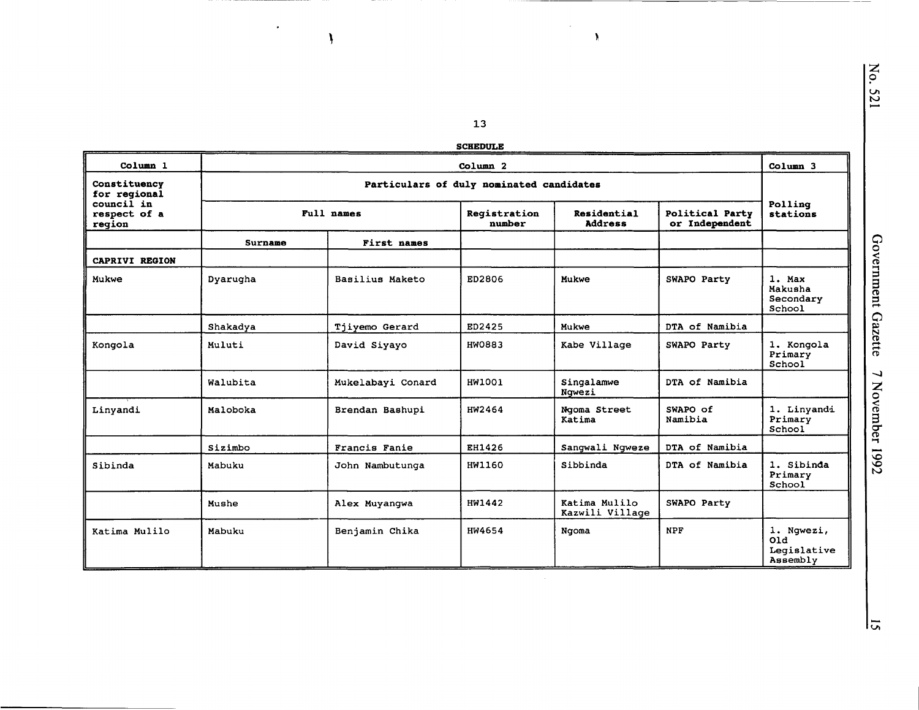**SCHEDULE**

| Column 1 | Column 2 | | | | | Column 3 |
|---|---|---|---|---|---|---|
| Constituency for regional council in respect of a region | Particulars of duly nominated candidates | | | | | Polling stations |
| | Full names | | Registration number | Residential Address | Political Party or Independent | |
| | Surname | First names | | | | |
| CAPRIVI REGION | | | | | | |
| Mukwe | Dyarugha | Basilius Maketo | ED2806 | Mukwe | SWAPO Party | 1. Max Makusha Secondary School |
| | Shakadya | Tjiyemo Gerard | ED2425 | Mukwe | DTA of Namibia | |
| Kongola | Muluti | David Siyayo | HW0883 | Kabe Village | SWAPO Party | 1. Kongola Primary School |
| | Walubita | Mukelabayi Conard | HW1001 | Singalamwe Ngwezi | DTA of Namibia | |
| Linyandi | Maloboka | Brendan Bashupi | HW2464 | Ngoma Street Katima | SWAPO of Namibia | 1. Linyandi Primary School |
| | Sizimbo | Francis Fanie | EH1426 | Sangwali Ngweze | DTA of Namibia | |
| Sibinda | Mabuku | John Nambutunga | HW1160 | Sibbinda | DTA of Namibia | 1. Sibinda Primary School |
| | Mushe | Alex Muyangwa | HW1442 | Katima Mulilo Kazwili Village | SWAPO Party | |
| Katima Mulilo | Mabuku | Benjamin Chika | HW4654 | Ngoma | NPF | 1. Ngwezi, Old Legislative Assembly |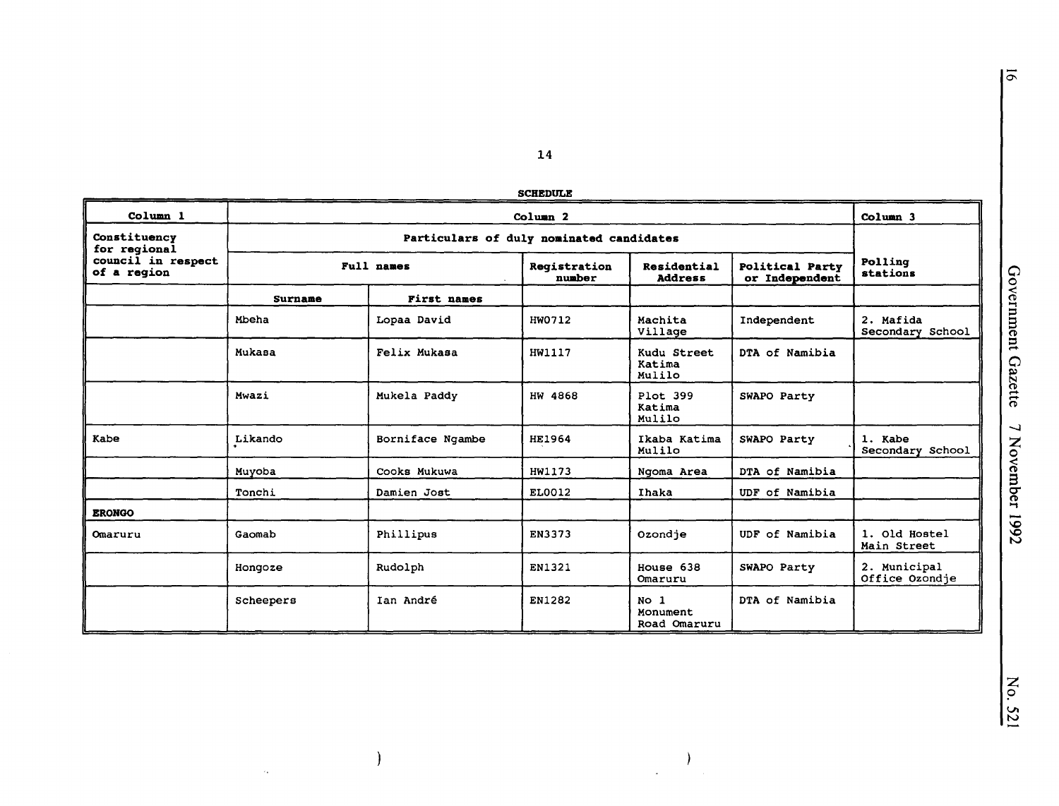**SCHEDULE**

| Column 1 | Column 2 | | | | | Column 3 |
|---|---|---|---|---|---|---|
| Constituency for regional council in respect of a region | Particulars of duly nominated candidates | | | | | Polling stations |
| | Full names | | Registration number | Residential Address | Political Party or Independent | |
| | Surname | First names | | | | |
| | Mbeha | Lopaa David | HW0712 | Machita Village | Independent | 2. Mafida Secondary School |
| | Mukasa | Felix Mukasa | HW1117 | Kudu Street Katima Mulilo | DTA of Namibia | |
| | Mwazi | Mukela Paddy | HW 4868 | Plot 399 Katima Mulilo | SWAPO Party | |
| Kabe | Likando | Borniface Ngambe | HE1964 | Ikaba Katima Mulilo | SWAPO Party | 1. Kabe Secondary School |
| | Muyoba | Cooks Mukuwa | HW1173 | Ngoma Area | DTA of Namibia | |
| | Tonchi | Damien Jost | EL0012 | Ihaka | UDF of Namibia | |
| **ERONGO** | | | | | | |
| Omaruru | Gaomab | Phillipus | EN3373 | Ozondje | UDF of Namibia | 1. Old Hostel Main Street |
| | Hongoze | Rudolph | EN1321 | House 638 Omaruru | SWAPO Party | 2. Municipal Office Ozondje |
| | Scheepers | Ian André | EN1282 | No 1 Monument Road Omaruru | DTA of Namibia | |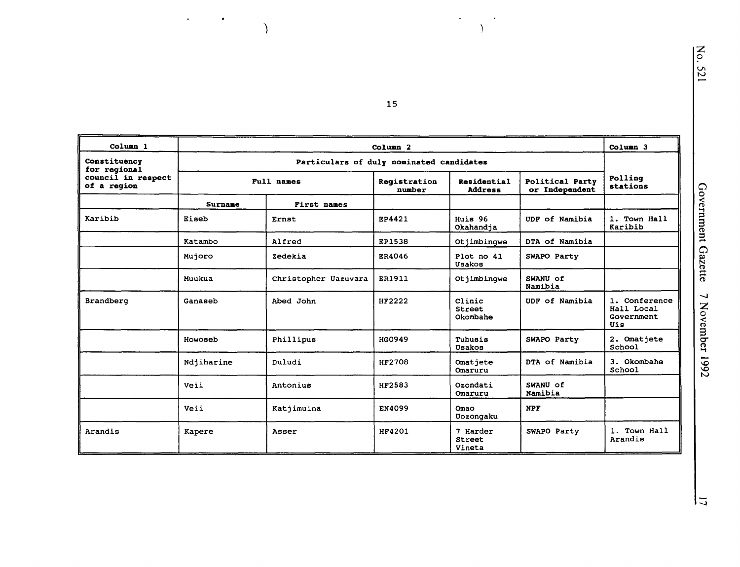| Column 1 | Column 2 | | | | | Column 3 |
|---|---|---|---|---|---|---|
| Constituency for regional council in respect of a region | Particulars of duly nominated candidates | | | | | Polling stations |
| | Full names | | Registration number | Residential Address | Political Party or Independent | |
| | Surname | First names | | | | |
| Karibib | Eiseb | Ernst | EP4421 | Huis 96 Okahandja | UDF of Namibia | 1. Town Hall Karibib |
| | Katambo | Alfred | EP1538 | Otjimbingwe | DTA of Namibia | |
| | Mujoro | Zedekia | ER4046 | Plot no 41 Usakos | SWAPO Party | |
| | Muukua | Christopher Uazuvara | ER1911 | Otjimbingwe | SWANU of Namibia | |
| Brandberg | Ganaseb | Abed John | HF2222 | Clinic Street Okombahe | UDF of Namibia | 1. Conference Hall Local Government Uis |
| | Howoseb | Phillipus | HG0949 | Tubusis Usakos | SWAPO Party | 2. Omatjete School |
| | Ndjiharine | Duludi | HF2708 | Omatjete Omaruru | DTA of Namibia | 3. Okombahe School |
| | Veii | Antonius | HF2583 | Ozondati Omaruru | SWANU of Namibia | |
| | Veii | Katjimuina | EN4099 | Omao Uozongaku | NPF | |
| Arandis | Kapere | Asser | HF4201 | 7 Harder Street Vineta | SWAPO Party | 1. Town Hall Arandis |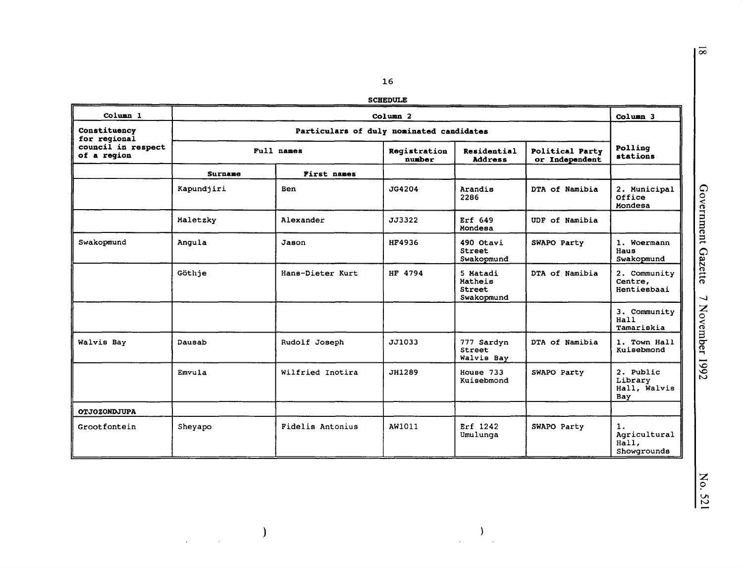**SCHEDULE**

| Column 1 | Column 2 | | | | | Column 3 |
|---|---|---|---|---|---|---|
| Constituency for regional council in respect of a region | Particulars of duly nominated candidates | | | | | Polling stations |
| | Full names | | Registration number | Residential Address | Political Party or Independent | |
| | Surname | First names | | | | |
| | Kapundjiri | Ben | JG4204 | Arandis 2286 | DTA of Namibia | 2. Municipal Office Mondesa |
| | Maletzky | Alexander | JJ3322 | Erf 649 Mondesa | UDF of Namibia | |
| Swakopmund | Angula | Jason | HF4936 | 490 Otavi Street Swakopmund | SWAPO Party | 1. Woermann Haus Swakopmund |
| | Göthje | Hans-Dieter Kurt | HF 4794 | 5 Matadi Matheis Street Swakopmund | DTA of Namibia | 2. Community Centre, Hentiesbaai |
| | | | | | | 3. Community Hall Tamariskia |
| Walvis Bay | Dausab | Rudolf Joseph | JJ1033 | 777 Sardyn Street Walvis Bay | DTA of Namibia | 1. Town Hall Kuisebmond |
| | Emvula | Wilfried Inotira | JH1289 | House 733 Kuisebmond | SWAPO Party | 2. Public Library Hall, Walvis Bay |
| **OTJOZONDJUPA** | | | | | | |
| Grootfontein | Sheyapo | Fidelis Antonius | AW1011 | Erf 1242 Umulunga | SWAPO Party | 1. Agricultural Hall, Showgrounds |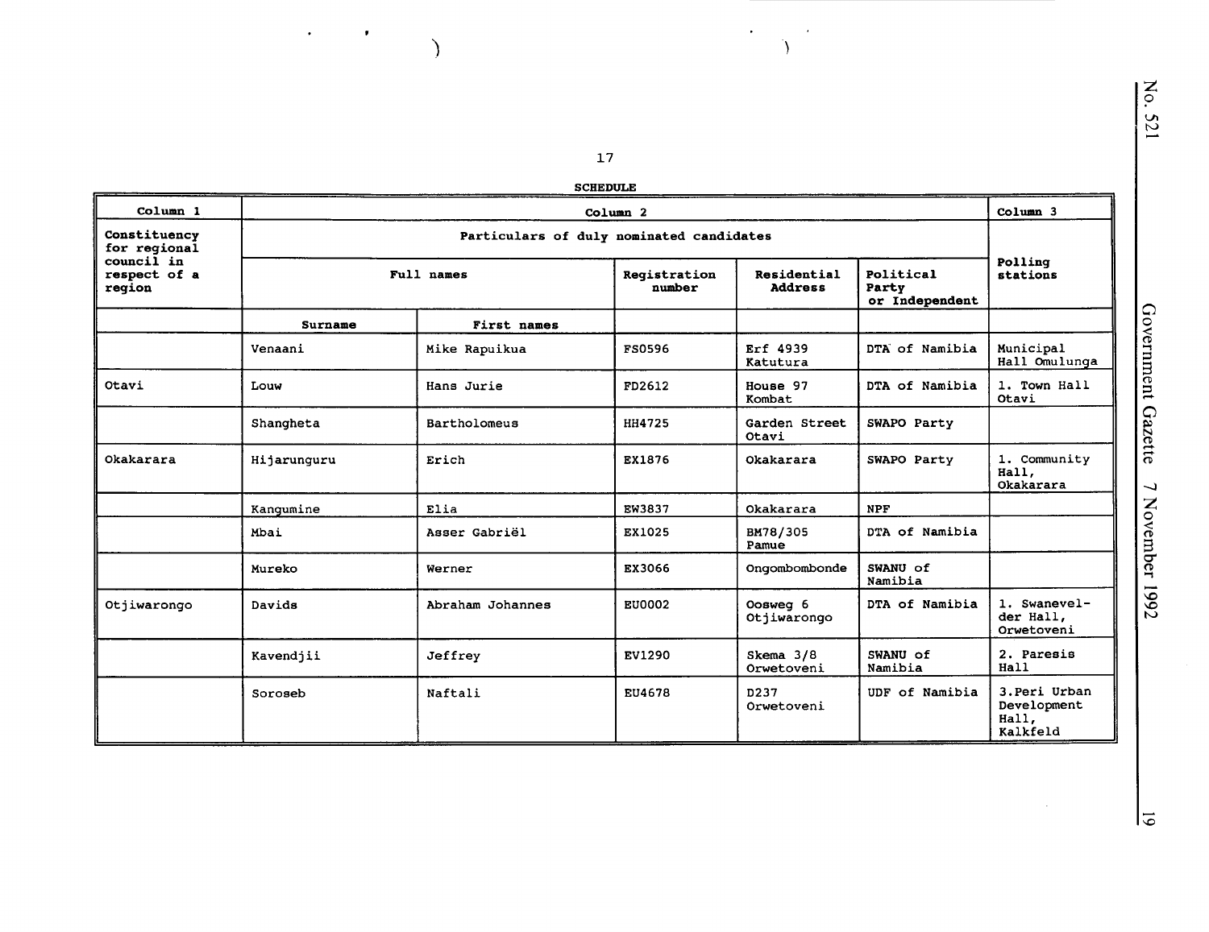**SCHEDULE**

| Column 1 | Column 2 | | | | | Column 3 |
|---|---|---|---|---|---|---|
| Constituency for regional council in respect of a region | Particulars of duly nominated candidates | | | | | Polling stations |
| | Full names | | Registration number | Residential Address | Political Party or Independent | |
| | Surname | First names | | | | |
| | Venaani | Mike Rapuikua | FS0596 | Erf 4939 Katutura | DTA of Namibia | Municipal Hall Omulunga |
| Otavi | Louw | Hans Jurie | FD2612 | House 97 Kombat | DTA of Namibia | 1. Town Hall Otavi |
| | Shangheta | Bartholomeus | HH4725 | Garden Street Otavi | SWAPO Party | |
| Okakarara | Hijarunguru | Erich | EX1876 | Okakarara | SWAPO Party | 1. Community Hall, Okakarara |
| | Kangumine | Elia | EW3837 | Okakarara | NPF | |
| | Mbai | Asser Gabriël | EX1025 | BM78/305 Pamue | DTA of Namibia | |
| | Mureko | Werner | EX3066 | Ongombombonde | SWANU of Namibia | |
| Otjiwarongo | Davids | Abraham Johannes | EU0002 | Oosweg 6 Otjiwarongo | DTA of Namibia | 1. Swanevelder Hall, Orwetoveni |
| | Kavendjii | Jeffrey | EV1290 | Skema 3/8 Orwetoveni | SWANU of Namibia | 2. Paresis Hall |
| | Soroseb | Naftali | EU4678 | D237 Orwetoveni | UDF of Namibia | 3.Peri Urban Development Hall, Kalkfeld |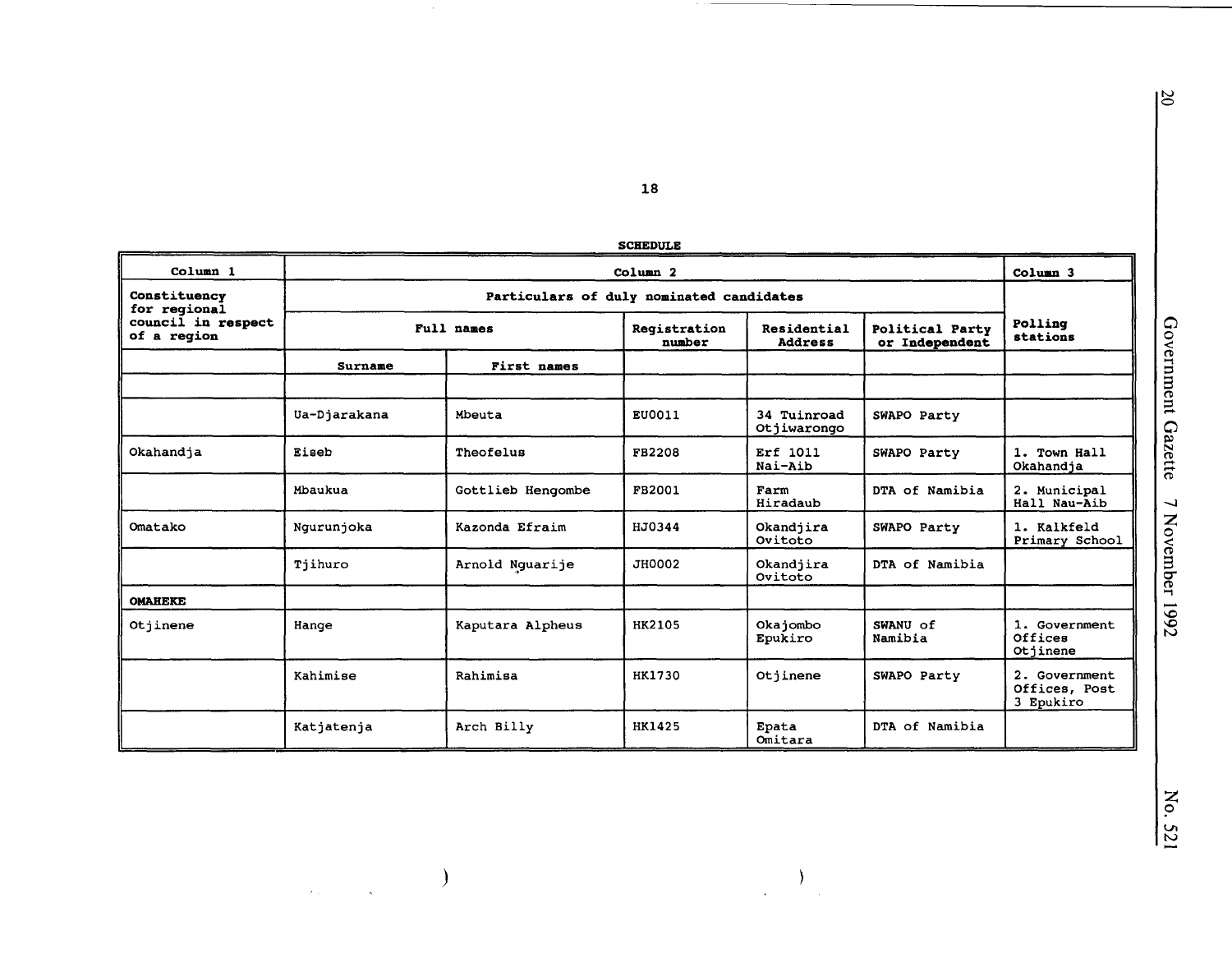**SCHEDULE**

| Column 1 | Column 2 | | | | | Column 3 |
|---|---|---|---|---|---|---|
| Constituency for regional council in respect of a region | Particulars of duly nominated candidates | | | | | Polling stations |
| | Full names | | Registration number | Residential Address | Political Party or Independent | |
| | Surname | First names | | | | |
| | | | | | | |
| | Ua-Djarakana | Mbeuta | EU0011 | 34 Tuinroad Otjiwarongo | SWAPO Party | |
| Okahandja | Eiseb | Theofelus | FB2208 | Erf 1011 Nai-Aib | SWAPO Party | 1. Town Hall Okahandja |
| | Mbaukua | Gottlieb Hengombe | FB2001 | Farm Hiradaub | DTA of Namibia | 2. Municipal Hall Nau-Aib |
| Omatako | Ngurunjoka | Kazonda Efraim | HJ0344 | Okandjira Ovitoto | SWAPO Party | 1. Kalkfeld Primary School |
| | Tjihuro | Arnold Nguarije | JH0002 | Okandjira Ovitoto | DTA of Namibia | |
| **OMAHEKE** | | | | | | |
| Otjinene | Hange | Kaputara Alpheus | HK2105 | Okajombo Epukiro | SWANU of Namibia | 1. Government Offices Otjinene |
| | Kahimise | Rahimisa | HK1730 | Otjinene | SWAPO Party | 2. Government Offices, Post 3 Epukiro |
| | Katjatenja | Arch Billy | HK1425 | Epata Omitara | DTA of Namibia | |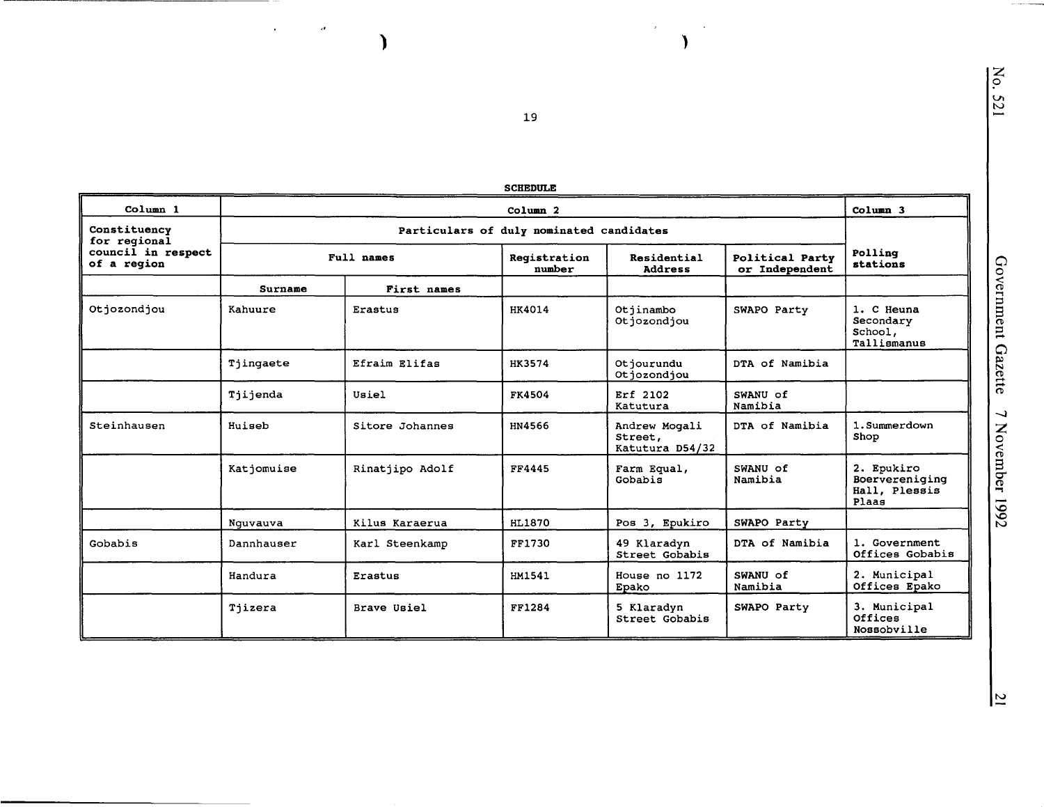**SCHEDULE**

| Column 1 | Column 2 | | | | | Column 3 |
|---|---|---|---|---|---|---|
| Constituency for regional council in respect of a region | Particulars of duly nominated candidates | | | | | Polling stations |
| | Full names | | Registration number | Residential Address | Political Party or Independent | |
| | Surname | First names | | | | |
| Otjozondjou | Kahuure | Erastus | HK4014 | Otjinambo Otjozondjou | SWAPO Party | 1. C Heuna Secondary School, Tallismanus |
| | Tjingaete | Efraim Elifas | HK3574 | Otjourundu Otjozondjou | DTA of Namibia | |
| | Tjijenda | Usiel | FK4504 | Erf 2102 Katutura | SWANU of Namibia | |
| Steinhausen | Huiseb | Sitore Johannes | HN4566 | Andrew Mogali Street, Katutura D54/32 | DTA of Namibia | 1. Summerdown Shop |
| | Katjomuise | Rinatjipo Adolf | FF4445 | Farm Equal, Gobabis | SWANU of Namibia | 2. Epukiro Boervereniging Hall, Plessis Plaas |
| | Nguvauva | Kilus Karaerua | HL1870 | Pos 3, Epukiro | SWAPO Party | |
| Gobabis | Dannhauser | Karl Steenkamp | FF1730 | 49 Klaradyn Street Gobabis | DTA of Namibia | 1. Government Offices Gobabis |
| | Handura | Erastus | HM1541 | House no 1172 Epako | SWANU of Namibia | 2. Municipal Offices Epako |
| | Tjizera | Brave Usiel | FF1284 | 5 Klaradyn Street Gobabis | SWAPO Party | 3. Municipal Offices Nossobville |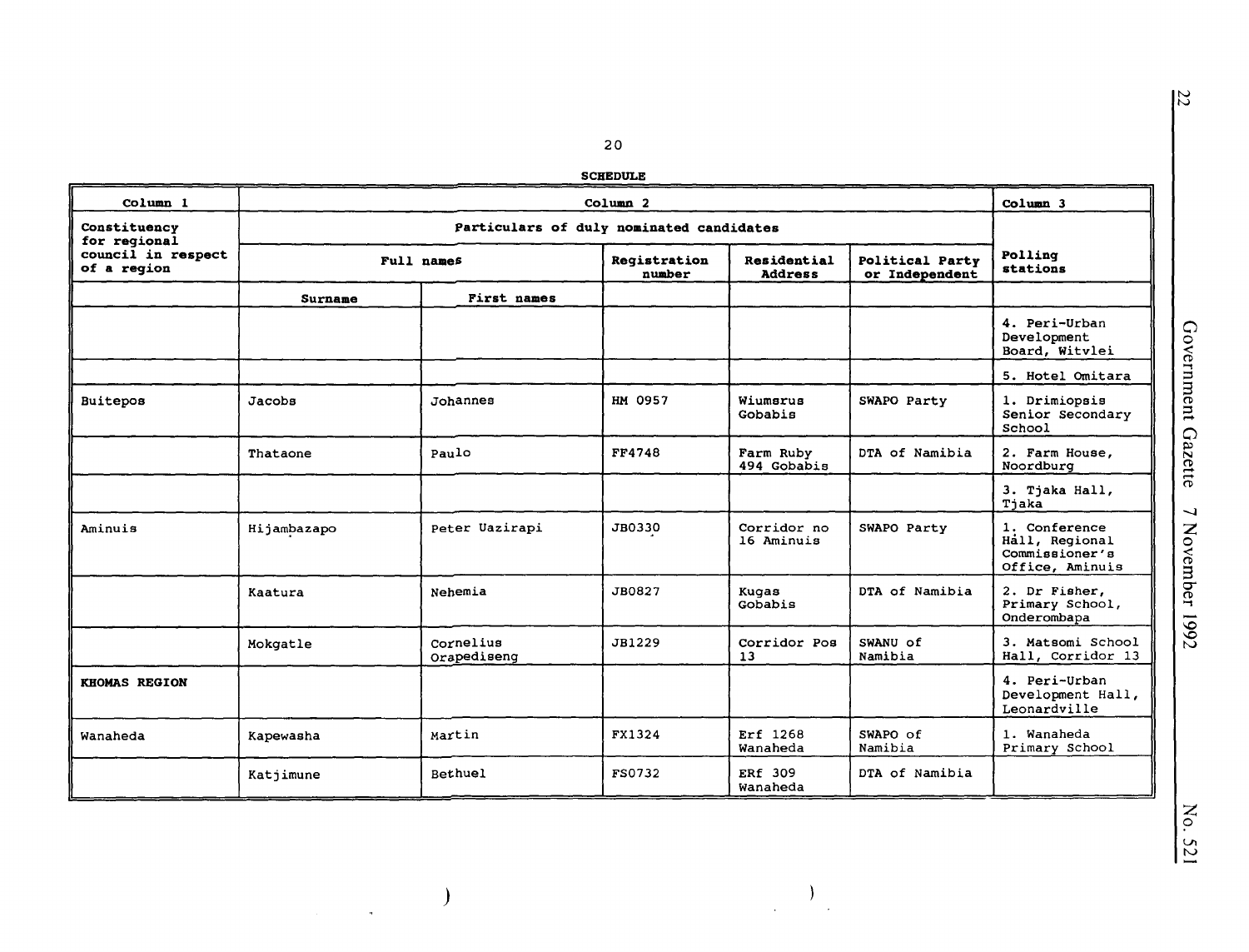**SCHEDULE**

| Column 1 | Column 2 | | | | | Column 3 |
|---|---|---|---|---|---|---|
| Constituency for regional council in respect of a region | Particulars of duly nominated candidates | | | | | Polling stations |
| | Full names | | Registration number | Residential Address | Political Party or Independent | |
| | Surname | First names | | | | |
| | | | | | | 4. Peri-Urban Development Board, Witvlei |
| | | | | | | 5. Hotel Omitara |
| Buitepos | Jacobs | Johannes | HM 0957 | Wiumsrus Gobabis | SWAPO Party | 1. Drimiopsis Senior Secondary School |
| | Thataone | Paulo | FF4748 | Farm Ruby 494 Gobabis | DTA of Namibia | 2. Farm House, Noordburg |
| | | | | | | 3. Tjaka Hall, Tjaka |
| Aminuis | Hijambazapo | Peter Uazirapi | JB0330 | Corridor no 16 Aminuis | SWAPO Party | 1. Conference Hall, Regional Commissioner's Office, Aminuis |
| | Kaatura | Nehemia | JB0827 | Kugas Gobabis | DTA of Namibia | 2. Dr Fisher, Primary School, Onderombapa |
| | Mokgatle | Cornelius Orapediseng | JB1229 | Corridor Pos 13 | SWANU of Namibia | 3. Matsomi School Hall, Corridor 13 |
| **KHOMAS REGION** | | | | | | 4. Peri-Urban Development Hall, Leonardville |
| Wanaheda | Kapewasha | Martin | FX1324 | Erf 1268 Wanaheda | SWAPO of Namibia | 1. Wanaheda Primary School |
| | Katjimune | Bethuel | FS0732 | ERf 309 Wanaheda | DTA of Namibia | |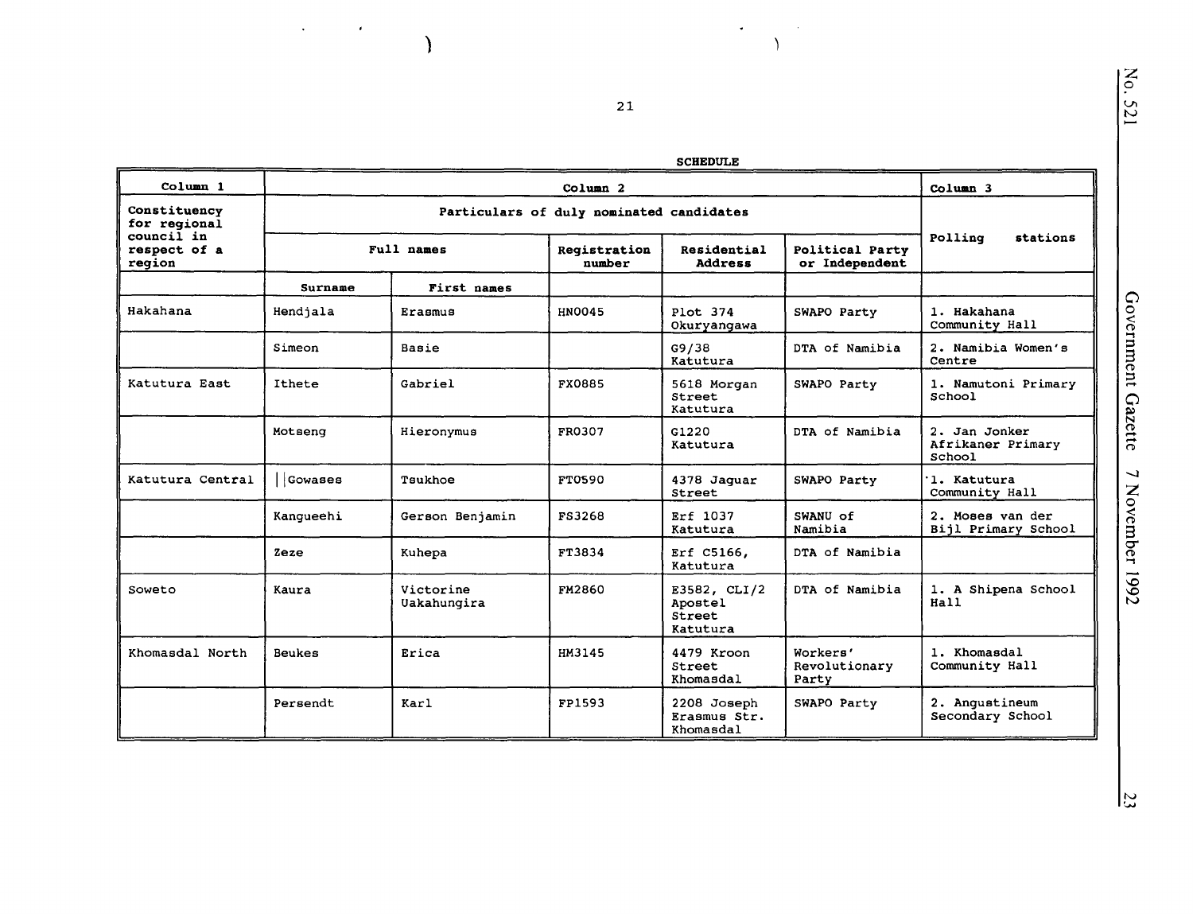**SCHEDULE**

| Column 1 | Column 2 | | | | | Column 3 |
|---|---|---|---|---|---|---|
| Constituency for regional council in respect of a region | Particulars of duly nominated candidates | | | | | Polling stations |
| | Full names | | Registration number | Residential Address | Political Party or Independent | |
| | Surname | First names | | | | |
| Hakahana | Hendjala | Erasmus | HN0045 | Plot 374 Okuryangawa | SWAPO Party | 1. Hakahana Community Hall |
| | Simeon | Basie | | G9/38 Katutura | DTA of Namibia | 2. Namibia Women's Centre |
| Katutura East | Ithete | Gabriel | FX0885 | 5618 Morgan Street Katutura | SWAPO Party | 1. Namutoni Primary School |
| | Motseng | Hieronymus | FR0307 | G1220 Katutura | DTA of Namibia | 2. Jan Jonker Afrikaner Primary School |
| Katutura Central | \|\|Gowases | Tsukhoe | FT0590 | 4378 Jaguar Street | SWAPO Party | 1. Katutura Community Hall |
| | Kangueehi | Gerson Benjamin | FS3268 | Erf 1037 Katutura | SWANU of Namibia | 2. Moses van der Bijl Primary School |
| | Zeze | Kuhepa | FT3834 | Erf C5166, Katutura | DTA of Namibia | |
| Soweto | Kaura | Victorine Uakahungira | FM2860 | E3582, CLI/2 Apostel Street Katutura | DTA of Namibia | 1. A Shipena School Hall |
| Khomasdal North | Beukes | Erica | HM3145 | 4479 Kroon Street Khomasdal | Workers' Revolutionary Party | 1. Khomasdal Community Hall |
| | Persendt | Karl | FP1593 | 2208 Joseph Erasmus Str. Khomasdal | SWAPO Party | 2. Augustineum Secondary School |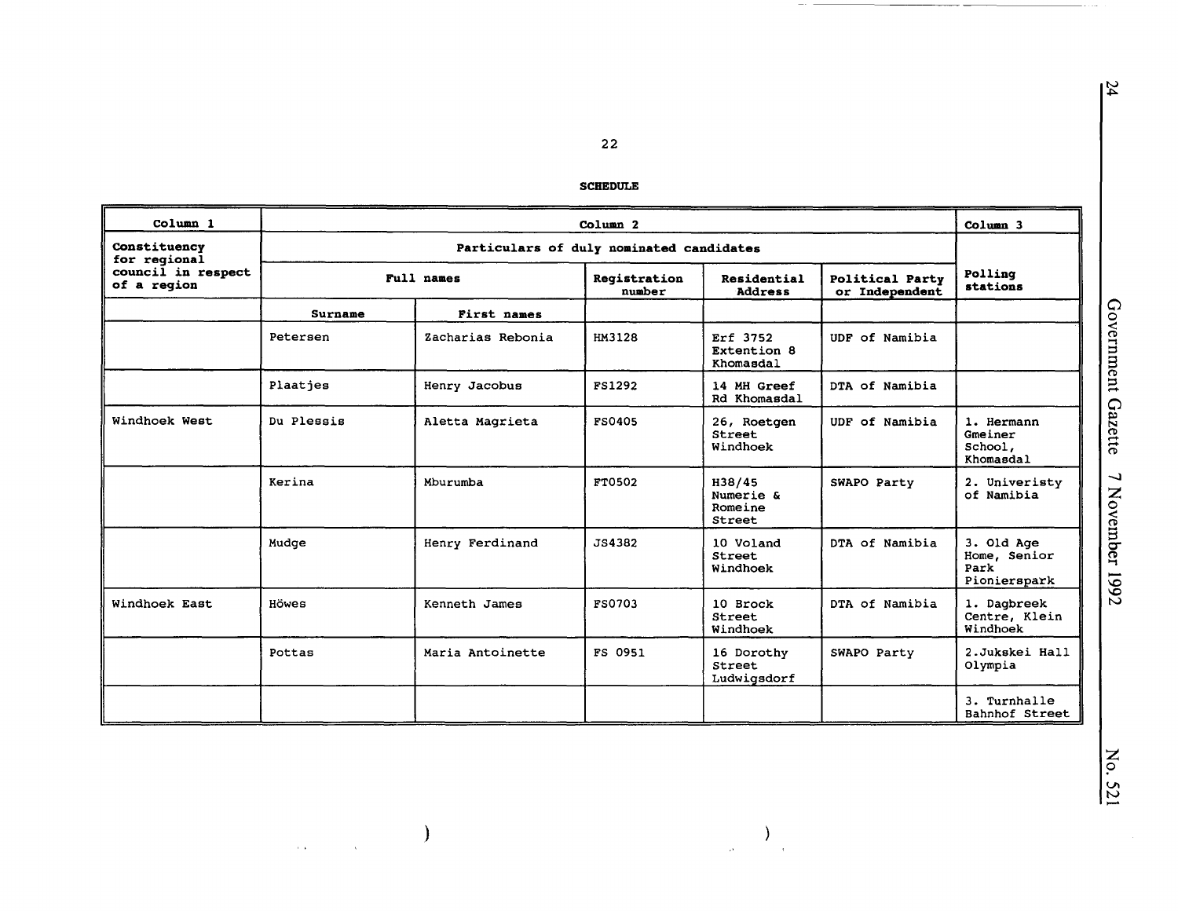**SCHEDULE**

| Column 1 | Column 2 | | | | | Column 3 |
|---|---|---|---|---|---|---|
| Constituency for regional council in respect of a region | Particulars of duly nominated candidates | | | | | Polling stations |
| | Full names | | Registration number | Residential Address | Political Party or Independent | |
| | Surname | First names | | | | |
| | Petersen | Zacharias Rebonia | HM3128 | Erf 3752 Extention 8 Khomasdal | UDF of Namibia | |
| | Plaatjes | Henry Jacobus | FS1292 | 14 MH Greef Rd Khomasdal | DTA of Namibia | |
| Windhoek West | Du Plessis | Aletta Magrieta | FS0405 | 26, Roetgen Street Windhoek | UDF of Namibia | 1. Hermann Gmeiner School, Khomasdal |
| | Kerina | Mburumba | FT0502 | H38/45 Numerie & Romeine Street | SWAPO Party | 2. Univeristy of Namibia |
| | Mudge | Henry Ferdinand | JS4382 | 10 Voland Street Windhoek | DTA of Namibia | 3. Old Age Home, Senior Park Pionierspark |
| Windhoek East | Höwes | Kenneth James | FS0703 | 10 Brock Street Windhoek | DTA of Namibia | 1. Dagbreek Centre, Klein Windhoek |
| | Pottas | Maria Antoinette | FS 0951 | 16 Dorothy Street Ludwigsdorf | SWAPO Party | 2.Jukskei Hall Olympia |
| | | | | | | 3. Turnhalle Bahnhof Street |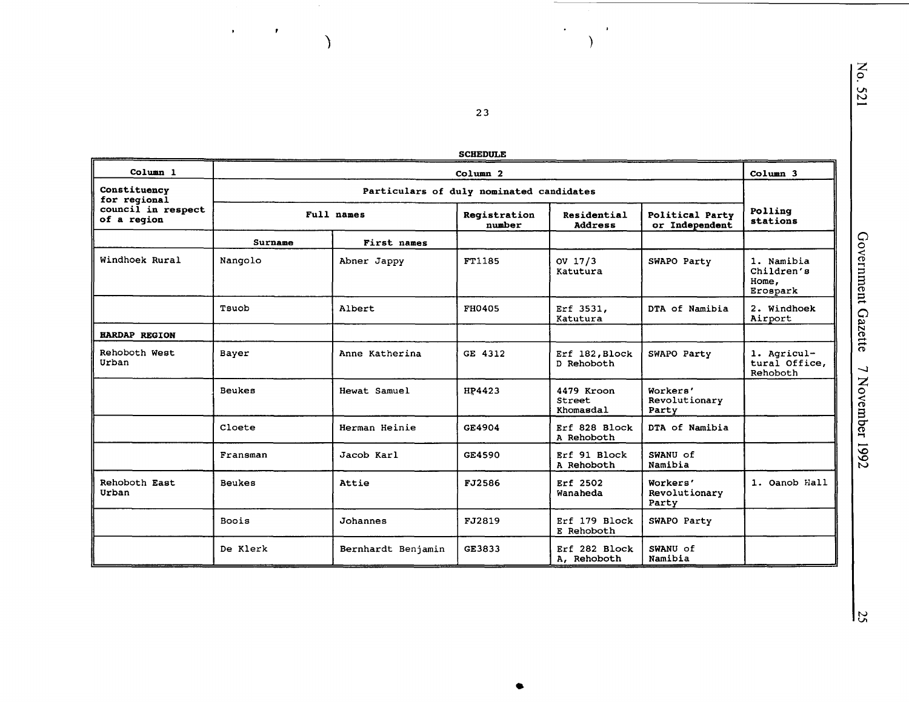**SCHEDULE**

| Column 1 | Column 2 | | | | | Column 3 |
|---|---|---|---|---|---|---|
| Constituency for regional council in respect of a region | Particulars of duly nominated candidates | | | | | Polling stations |
| | Full names | | Registration number | Residential Address | Political Party or Independent | |
| | Surname | First names | | | | |
| Windhoek Rural | Nangolo | Abner Jappy | FT1185 | OV 17/3 Katutura | SWAPO Party | 1. Namibia Children's Home, Erospark |
| | Tsuob | Albert | FH0405 | Erf 3531, Katutura | DTA of Namibia | 2. Windhoek Airport |
| **HARDAP REGION** | | | | | | |
| Rehoboth West Urban | Bayer | Anne Katherina | GE 4312 | Erf 182,Block D Rehoboth | SWAPO Party | 1. Agricultural Office, Rehoboth |
| | Beukes | Hewat Samuel | HP4423 | 4479 Kroon Street Khomasdal | Workers' Revolutionary Party | |
| | Cloete | Herman Heinie | GE4904 | Erf 828 Block A Rehoboth | DTA of Namibia | |
| | Fransman | Jacob Karl | GE4590 | Erf 91 Block A Rehoboth | SWANU of Namibia | |
| Rehoboth East Urban | Beukes | Attie | FJ2586 | Erf 2502 Wanaheda | Workers' Revolutionary Party | 1. Oanob Hall |
| | Boois | Johannes | FJ2819 | Erf 179 Block E Rehoboth | SWAPO Party | |
| | De Klerk | Bernhardt Benjamin | GE3833 | Erf 282 Block A, Rehoboth | SWANU of Namibia | |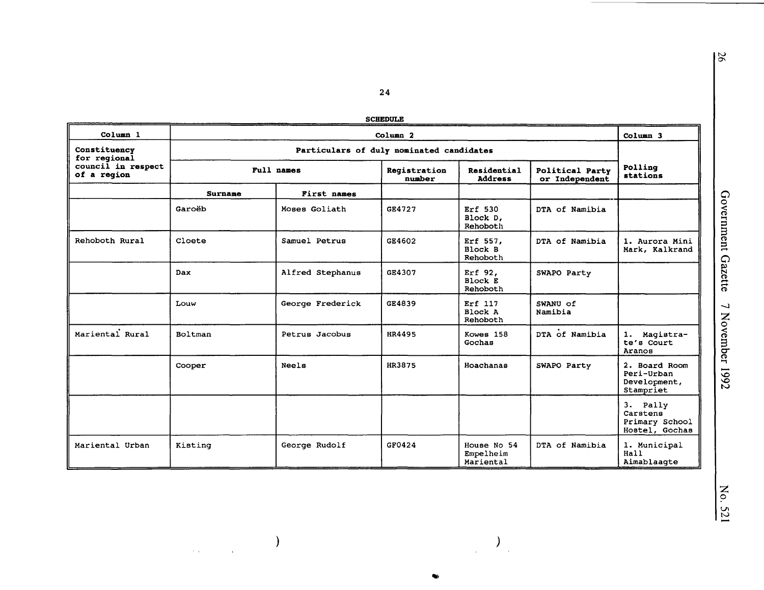**SCHEDULE**

| Column 1 | Column 2 | | | | | Column 3 |
|---|---|---|---|---|---|---|
| Constituency for regional council in respect of a region | Particulars of duly nominated candidates | | | | | Polling stations |
| | Full names | | Registration number | Residential Address | Political Party or Independent | |
| | Surname | First names | | | | |
| | Garoëb | Moses Goliath | GE4727 | Erf 530 Block D, Rehoboth | DTA of Namibia | |
| Rehoboth Rural | Cloete | Samuel Petrus | GE4602 | Erf 557, Block B Rehoboth | DTA of Namibia | 1. Aurora Mini Mark, Kalkrand |
| | Dax | Alfred Stephanus | GE4307 | Erf 92, Block E Rehoboth | SWAPO Party | |
| | Louw | George Frederick | GE4839 | Erf 117 Block A Rehoboth | SWANU of Namibia | |
| Mariental Rural | Boltman | Petrus Jacobus | HR4495 | Kowes 158 Gochas | DTA of Namibia | 1. Magistrate's Court Aranos |
| | Cooper | Neels | HR3875 | Hoachanas | SWAPO Party | 2. Board Room Peri-Urban Development, Stampriet |
| | | | | | | 3. Pally Carstens Primary School Hostel, Gochas |
| Mariental Urban | Kisting | George Rudolf | GF0424 | House No 54 Empelheim Mariental | DTA of Namibia | 1. Municipal Hall Aimablaagte |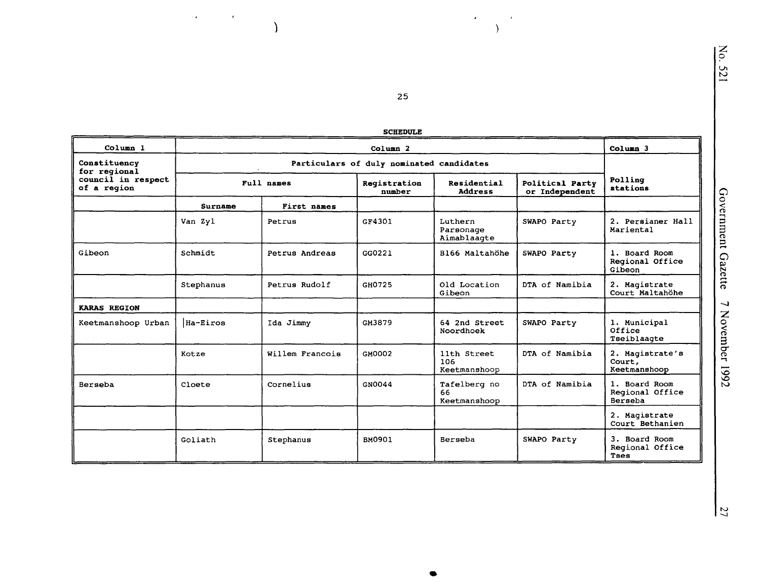**SCHEDULE**

| Column 1 | Column 2 | | | | | Column 3 |
|---|---|---|---|---|---|---|
| Constituency for regional council in respect of a region | Particulars of duly nominated candidates | | | | | Polling stations |
| | Full names | | Registration number | Residential Address | Political Party or Independent | |
| | Surname | First names | | | | |
| | Van Zyl | Petrus | GF4301 | Luthern Parsonage Aimablaagte | SWAPO Party | 2. Persianer Hall Mariental |
| Gibeon | Schmidt | Petrus Andreas | GG0221 | B166 Maltahöhe | SWAPO Party | 1. Board Room Regional Office Gibeon |
| | Stephanus | Petrus Rudolf | GH0725 | Old Location Gibeon | DTA of Namibia | 2. Magistrate Court Maltahöhe |
| **KARAS REGION** | | | | | | |
| Keetmanshoop Urban | Ha-Eiros | Ida Jimmy | GM3879 | 64 2nd Street Noordhoek | SWAPO Party | 1. Municipal Office Tseiblaagte |
| | Kotze | Willem Francois | GM0002 | 11th Street 106 Keetmanshoop | DTA of Namibia | 2. Magistrate's Court, Keetmanshoop |
| Berseba | Cloete | Cornelius | GN0044 | Tafelberg no 66 Keetmanshoop | DTA of Namibia | 1. Board Room Regional Office Berseba |
| | | | | | | 2. Magistrate Court Bethanien |
| | Goliath | Stephanus | BM0901 | Berseba | SWAPO Party | 3. Board Room Regional Office Tses |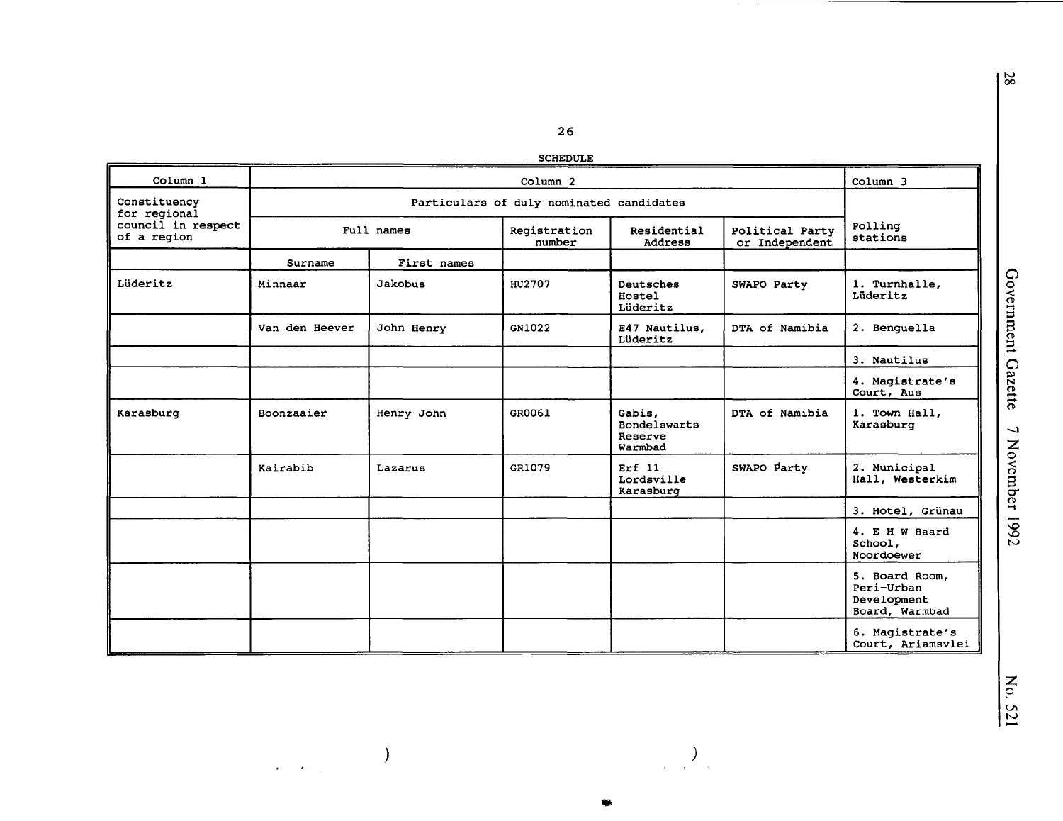SCHEDULE

| Column 1 | Column 2 | | | | | Column 3 |
|---|---|---|---|---|---|---|
| Constituency for regional council in respect of a region | Particulars of duly nominated candidates | | | | | Polling stations |
| | Full names | | Registration number | Residential Address | Political Party or Independent | |
| | Surname | First names | | | | |
| Lüderitz | Minnaar | Jakobus | HU2707 | Deutsches Hostel Lüderitz | SWAPO Party | 1. Turnhalle, Lüderitz |
| | Van den Heever | John Henry | GN1022 | E47 Nautilus, Lüderitz | DTA of Namibia | 2. Benguella |
| | | | | | | 3. Nautilus |
| | | | | | | 4. Magistrate's Court, Aus |
| Karasburg | Boonzaaier | Henry John | GR0061 | Gabis, Bondelswarts Reserve Warmbad | DTA of Namibia | 1. Town Hall, Karasburg |
| | Kairabib | Lazarus | GR1079 | Erf 11 Lordsville Karasburg | SWAPO Party | 2. Municipal Hall, Westerkim |
| | | | | | | 3. Hotel, Grünau |
| | | | | | | 4. E H W Baard School, Noordoewer |
| | | | | | | 5. Board Room, Peri-Urban Development Board, Warmbad |
| | | | | | | 6. Magistrate's Court, Ariamsvlei |